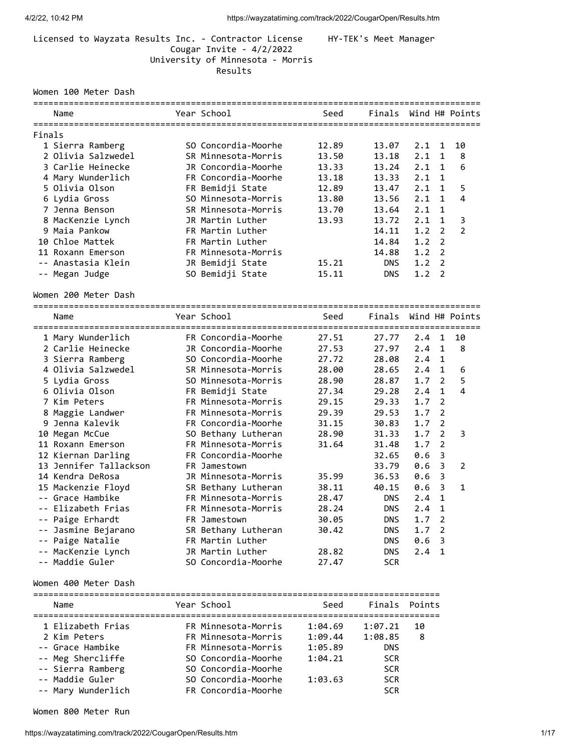Licensed to Wayzata Results Inc. - Contractor License HY-TEK's Meet Manager

# Cougar Invite - 4/2/2022

## University of Minnesota - Morris

### Results

## Women 100 Meter Dash

**Finals**

| | Name | Year | School | Seed | Finals | Wind | H# | Points |
|---|---|---|---|---|---|---|---|---|
| 1 | Sierra Ramberg | SO | Concordia-Moorhe | 12.89 | 13.07 | 2.1 | 1 | 10 |
| 2 | Olivia Salzwedel | SR | Minnesota-Morris | 13.50 | 13.18 | 2.1 | 1 | 8 |
| 3 | Carlie Heinecke | JR | Concordia-Moorhe | 13.33 | 13.24 | 2.1 | 1 | 6 |
| 4 | Mary Wunderlich | FR | Concordia-Moorhe | 13.18 | 13.33 | 2.1 | 1 | |
| 5 | Olivia Olson | FR | Bemidji State | 12.89 | 13.47 | 2.1 | 1 | 5 |
| 6 | Lydia Gross | SO | Minnesota-Morris | 13.80 | 13.56 | 2.1 | 1 | 4 |
| 7 | Jenna Benson | SR | Minnesota-Morris | 13.70 | 13.64 | 2.1 | 1 | |
| 8 | MacKenzie Lynch | JR | Martin Luther | 13.93 | 13.72 | 2.1 | 1 | 3 |
| 9 | Maia Pankow | FR | Martin Luther | | 14.11 | 1.2 | 2 | 2 |
| 10 | Chloe Mattek | FR | Martin Luther | | 14.84 | 1.2 | 2 | |
| 11 | Roxann Emerson | FR | Minnesota-Morris | | 14.88 | 1.2 | 2 | |
| -- | Anastasia Klein | JR | Bemidji State | 15.21 | DNS | 1.2 | 2 | |
| -- | Megan Judge | SO | Bemidji State | 15.11 | DNS | 1.2 | 2 | |

## Women 200 Meter Dash

| | Name | Year | School | Seed | Finals | Wind | H# | Points |
|---|---|---|---|---|---|---|---|---|
| 1 | Mary Wunderlich | FR | Concordia-Moorhe | 27.51 | 27.77 | 2.4 | 1 | 10 |
| 2 | Carlie Heinecke | JR | Concordia-Moorhe | 27.53 | 27.97 | 2.4 | 1 | 8 |
| 3 | Sierra Ramberg | SO | Concordia-Moorhe | 27.72 | 28.08 | 2.4 | 1 | |
| 4 | Olivia Salzwedel | SR | Minnesota-Morris | 28.00 | 28.65 | 2.4 | 1 | 6 |
| 5 | Lydia Gross | SO | Minnesota-Morris | 28.90 | 28.87 | 1.7 | 2 | 5 |
| 6 | Olivia Olson | FR | Bemidji State | 27.34 | 29.28 | 2.4 | 1 | 4 |
| 7 | Kim Peters | FR | Minnesota-Morris | 29.15 | 29.33 | 1.7 | 2 | |
| 8 | Maggie Landwer | FR | Minnesota-Morris | 29.39 | 29.53 | 1.7 | 2 | |
| 9 | Jenna Kalevik | FR | Concordia-Moorhe | 31.15 | 30.83 | 1.7 | 2 | |
| 10 | Megan McCue | SO | Bethany Lutheran | 28.90 | 31.33 | 1.7 | 2 | 3 |
| 11 | Roxann Emerson | FR | Minnesota-Morris | 31.64 | 31.48 | 1.7 | 2 | |
| 12 | Kiernan Darling | FR | Concordia-Moorhe | | 32.65 | 0.6 | 3 | |
| 13 | Jennifer Tallackson | FR | Jamestown | | 33.79 | 0.6 | 3 | 2 |
| 14 | Kendra DeRosa | JR | Minnesota-Morris | 35.99 | 36.53 | 0.6 | 3 | |
| 15 | Mackenzie Floyd | SR | Bethany Lutheran | 38.11 | 40.15 | 0.6 | 3 | 1 |
| -- | Grace Hambike | FR | Minnesota-Morris | 28.47 | DNS | 2.4 | 1 | |
| -- | Elizabeth Frias | FR | Minnesota-Morris | 28.24 | DNS | 2.4 | 1 | |
| -- | Paige Erhardt | FR | Jamestown | 30.05 | DNS | 1.7 | 2 | |
| -- | Jasmine Bejarano | SR | Bethany Lutheran | 30.42 | DNS | 1.7 | 2 | |
| -- | Paige Natalie | FR | Martin Luther | | DNS | 0.6 | 3 | |
| -- | MacKenzie Lynch | JR | Martin Luther | 28.82 | DNS | 2.4 | 1 | |
| -- | Maddie Guler | SO | Concordia-Moorhe | 27.47 | SCR | | | |

## Women 400 Meter Dash

| | Name | Year | School | Seed | Finals | Points |
|---|---|---|---|---|---|---|
| 1 | Elizabeth Frias | FR | Minnesota-Morris | 1:04.69 | 1:07.21 | 10 |
| 2 | Kim Peters | FR | Minnesota-Morris | 1:09.44 | 1:08.85 | 8 |
| -- | Grace Hambike | FR | Minnesota-Morris | 1:05.89 | DNS | |
| -- | Meg Shercliffe | SO | Concordia-Moorhe | 1:04.21 | SCR | |
| -- | Sierra Ramberg | SO | Concordia-Moorhe | | SCR | |
| -- | Maddie Guler | SO | Concordia-Moorhe | 1:03.63 | SCR | |
| -- | Mary Wunderlich | FR | Concordia-Moorhe | | SCR | |

## Women 800 Meter Run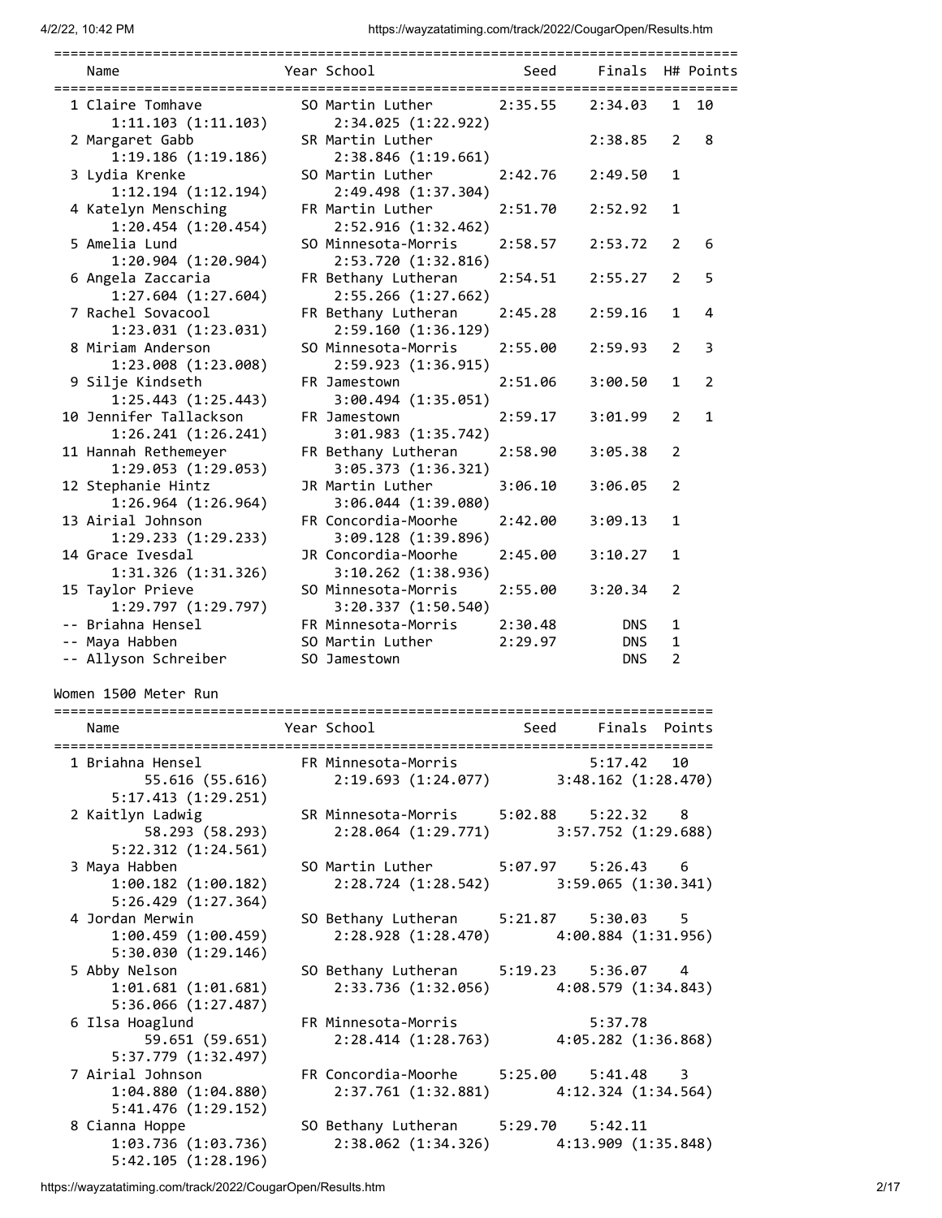| Name | Year | School | Seed | Finals | H# | Points |
|---|---|---|---|---|---|---|
| 1 Claire Tomhave | SO | Martin Luther | 2:35.55 | 2:34.03 | 1 | 10 |
| 1:11.103 (1:11.103) | | 2:34.025 (1:22.922) | | | | |
| 2 Margaret Gabb | SR | Martin Luther | | 2:38.85 | 2 | 8 |
| 1:19.186 (1:19.186) | | 2:38.846 (1:19.661) | | | | |
| 3 Lydia Krenke | SO | Martin Luther | 2:42.76 | 2:49.50 | 1 | |
| 1:12.194 (1:12.194) | | 2:49.498 (1:37.304) | | | | |
| 4 Katelyn Mensching | FR | Martin Luther | 2:51.70 | 2:52.92 | 1 | |
| 1:20.454 (1:20.454) | | 2:52.916 (1:32.462) | | | | |
| 5 Amelia Lund | SO | Minnesota-Morris | 2:58.57 | 2:53.72 | 2 | 6 |
| 1:20.904 (1:20.904) | | 2:53.720 (1:32.816) | | | | |
| 6 Angela Zaccaria | FR | Bethany Lutheran | 2:54.51 | 2:55.27 | 2 | 5 |
| 1:27.604 (1:27.604) | | 2:55.266 (1:27.662) | | | | |
| 7 Rachel Sovacool | FR | Bethany Lutheran | 2:45.28 | 2:59.16 | 1 | 4 |
| 1:23.031 (1:23.031) | | 2:59.160 (1:36.129) | | | | |
| 8 Miriam Anderson | SO | Minnesota-Morris | 2:55.00 | 2:59.93 | 2 | 3 |
| 1:23.008 (1:23.008) | | 2:59.923 (1:36.915) | | | | |
| 9 Silje Kindseth | FR | Jamestown | 2:51.06 | 3:00.50 | 1 | 2 |
| 1:25.443 (1:25.443) | | 3:00.494 (1:35.051) | | | | |
| 10 Jennifer Tallackson | FR | Jamestown | 2:59.17 | 3:01.99 | 2 | 1 |
| 1:26.241 (1:26.241) | | 3:01.983 (1:35.742) | | | | |
| 11 Hannah Rethemeyer | FR | Bethany Lutheran | 2:58.90 | 3:05.38 | 2 | |
| 1:29.053 (1:29.053) | | 3:05.373 (1:36.321) | | | | |
| 12 Stephanie Hintz | JR | Martin Luther | 3:06.10 | 3:06.05 | 2 | |
| 1:26.964 (1:26.964) | | 3:06.044 (1:39.080) | | | | |
| 13 Airial Johnson | FR | Concordia-Moorhe | 2:42.00 | 3:09.13 | 1 | |
| 1:29.233 (1:29.233) | | 3:09.128 (1:39.896) | | | | |
| 14 Grace Ivesdal | JR | Concordia-Moorhe | 2:45.00 | 3:10.27 | 1 | |
| 1:31.326 (1:31.326) | | 3:10.262 (1:38.936) | | | | |
| 15 Taylor Prieve | SO | Minnesota-Morris | 2:55.00 | 3:20.34 | 2 | |
| 1:29.797 (1:29.797) | | 3:20.337 (1:50.540) | | | | |
| -- Briahna Hensel | FR | Minnesota-Morris | 2:30.48 | DNS | 1 | |
| -- Maya Habben | SO | Martin Luther | 2:29.97 | DNS | 1 | |
| -- Allyson Schreiber | SO | Jamestown | | DNS | 2 | |

## Women 1500 Meter Run

| Name | Year | School | Seed | Finals | Points |
|---|---|---|---|---|---|
| 1 Briahna Hensel | FR | Minnesota-Morris | | 5:17.42 | 10 |
| 55.616 (55.616) | | 2:19.693 (1:24.077) | | 3:48.162 (1:28.470) | |
| 5:17.413 (1:29.251) | | | | | |
| 2 Kaitlyn Ladwig | SR | Minnesota-Morris | 5:02.88 | 5:22.32 | 8 |
| 58.293 (58.293) | | 2:28.064 (1:29.771) | | 3:57.752 (1:29.688) | |
| 5:22.312 (1:24.561) | | | | | |
| 3 Maya Habben | SO | Martin Luther | 5:07.97 | 5:26.43 | 6 |
| 1:00.182 (1:00.182) | | 2:28.724 (1:28.542) | | 3:59.065 (1:30.341) | |
| 5:26.429 (1:27.364) | | | | | |
| 4 Jordan Merwin | SO | Bethany Lutheran | 5:21.87 | 5:30.03 | 5 |
| 1:00.459 (1:00.459) | | 2:28.928 (1:28.470) | | 4:00.884 (1:31.956) | |
| 5:30.030 (1:29.146) | | | | | |
| 5 Abby Nelson | SO | Bethany Lutheran | 5:19.23 | 5:36.07 | 4 |
| 1:01.681 (1:01.681) | | 2:33.736 (1:32.056) | | 4:08.579 (1:34.843) | |
| 5:36.066 (1:27.487) | | | | | |
| 6 Ilsa Hoaglund | FR | Minnesota-Morris | | 5:37.78 | |
| 59.651 (59.651) | | 2:28.414 (1:28.763) | | 4:05.282 (1:36.868) | |
| 5:37.779 (1:32.497) | | | | | |
| 7 Airial Johnson | FR | Concordia-Moorhe | 5:25.00 | 5:41.48 | 3 |
| 1:04.880 (1:04.880) | | 2:37.761 (1:32.881) | | 4:12.324 (1:34.564) | |
| 5:41.476 (1:29.152) | | | | | |
| 8 Cianna Hoppe | SO | Bethany Lutheran | 5:29.70 | 5:42.11 | |
| 1:03.736 (1:03.736) | | 2:38.062 (1:34.326) | | 4:13.909 (1:35.848) | |
| 5:42.105 (1:28.196) | | | | | |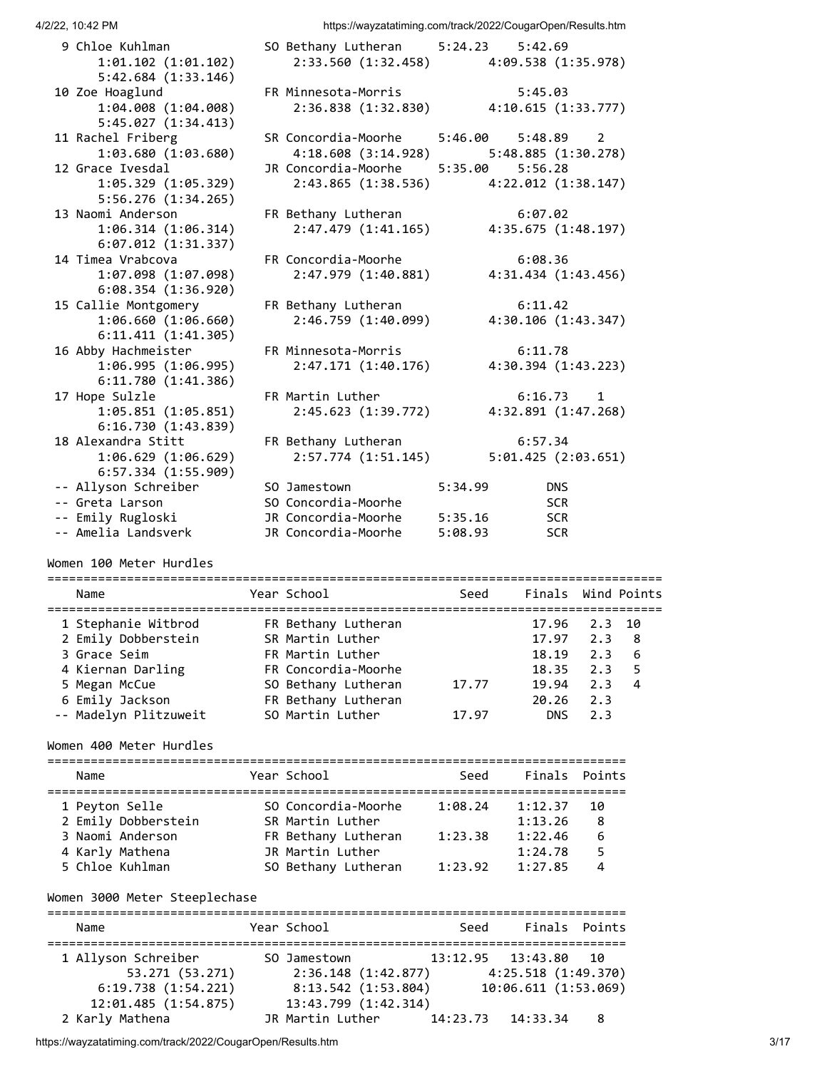| Place | Name | Year | School | Seed | Finals | Points |
|---|---|---|---|---|---|---|
| 9 | Chloe Kuhlman | SO | Bethany Lutheran | 5:24.23 | 5:42.69 | |
| | 1:01.102 (1:01.102) 2:33.560 (1:32.458) 4:09.538 (1:35.978) 5:42.684 (1:33.146) | | | | | |
| 10 | Zoe Hoaglund | FR | Minnesota-Morris | | 5:45.03 | |
| | 1:04.008 (1:04.008) 2:36.838 (1:32.830) 4:10.615 (1:33.777) 5:45.027 (1:34.413) | | | | | |
| 11 | Rachel Friberg | SR | Concordia-Moorhe | 5:46.00 | 5:48.89 | 2 |
| | 1:03.680 (1:03.680) 4:18.608 (3:14.928) 5:48.885 (1:30.278) | | | | | |
| 12 | Grace Ivesdal | JR | Concordia-Moorhe | 5:35.00 | 5:56.28 | |
| | 1:05.329 (1:05.329) 2:43.865 (1:38.536) 4:22.012 (1:38.147) 5:56.276 (1:34.265) | | | | | |
| 13 | Naomi Anderson | FR | Bethany Lutheran | | 6:07.02 | |
| | 1:06.314 (1:06.314) 2:47.479 (1:41.165) 4:35.675 (1:48.197) 6:07.012 (1:31.337) | | | | | |
| 14 | Timea Vrabcova | FR | Concordia-Moorhe | | 6:08.36 | |
| | 1:07.098 (1:07.098) 2:47.979 (1:40.881) 4:31.434 (1:43.456) 6:08.354 (1:36.920) | | | | | |
| 15 | Callie Montgomery | FR | Bethany Lutheran | | 6:11.42 | |
| | 1:06.660 (1:06.660) 2:46.759 (1:40.099) 4:30.106 (1:43.347) 6:11.411 (1:41.305) | | | | | |
| 16 | Abby Hachmeister | FR | Minnesota-Morris | | 6:11.78 | |
| | 1:06.995 (1:06.995) 2:47.171 (1:40.176) 4:30.394 (1:43.223) 6:11.780 (1:41.386) | | | | | |
| 17 | Hope Sulzle | FR | Martin Luther | | 6:16.73 | 1 |
| | 1:05.851 (1:05.851) 2:45.623 (1:39.772) 4:32.891 (1:47.268) 6:16.730 (1:43.839) | | | | | |
| 18 | Alexandra Stitt | FR | Bethany Lutheran | | 6:57.34 | |
| | 1:06.629 (1:06.629) 2:57.774 (1:51.145) 5:01.425 (2:03.651) 6:57.334 (1:55.909) | | | | | |
| -- | Allyson Schreiber | SO | Jamestown | 5:34.99 | DNS | |
| -- | Greta Larson | SO | Concordia-Moorhe | | SCR | |
| -- | Emily Rugloski | JR | Concordia-Moorhe | 5:35.16 | SCR | |
| -- | Amelia Landsverk | JR | Concordia-Moorhe | 5:08.93 | SCR | |

## Women 100 Meter Hurdles

| Place | Name | Year | School | Seed | Finals | Wind | Points |
|---|---|---|---|---|---|---|---|
| 1 | Stephanie Witbrod | FR | Bethany Lutheran | | 17.96 | 2.3 | 10 |
| 2 | Emily Dobberstein | SR | Martin Luther | | 17.97 | 2.3 | 8 |
| 3 | Grace Seim | FR | Martin Luther | | 18.19 | 2.3 | 6 |
| 4 | Kiernan Darling | FR | Concordia-Moorhe | | 18.35 | 2.3 | 5 |
| 5 | Megan McCue | SO | Bethany Lutheran | 17.77 | 19.94 | 2.3 | 4 |
| 6 | Emily Jackson | FR | Bethany Lutheran | | 20.26 | 2.3 | |
| -- | Madelyn Plitzuweit | SO | Martin Luther | 17.97 | DNS | 2.3 | |

## Women 400 Meter Hurdles

| Place | Name | Year | School | Seed | Finals | Points |
|---|---|---|---|---|---|---|
| 1 | Peyton Selle | SO | Concordia-Moorhe | 1:08.24 | 1:12.37 | 10 |
| 2 | Emily Dobberstein | SR | Martin Luther | | 1:13.26 | 8 |
| 3 | Naomi Anderson | FR | Bethany Lutheran | 1:23.38 | 1:22.46 | 6 |
| 4 | Karly Mathena | JR | Martin Luther | | 1:24.78 | 5 |
| 5 | Chloe Kuhlman | SO | Bethany Lutheran | 1:23.92 | 1:27.85 | 4 |

## Women 3000 Meter Steeplechase

| Place | Name | Year | School | Seed | Finals | Points |
|---|---|---|---|---|---|---|
| 1 | Allyson Schreiber | SO | Jamestown | 13:12.95 | 13:43.80 | 10 |
| | 53.271 (53.271) 2:36.148 (1:42.877) 4:25.518 (1:49.370) 6:19.738 (1:54.221) 8:13.542 (1:53.804) 10:06.611 (1:53.069) 12:01.485 (1:54.875) 13:43.799 (1:42.314) | | | | | |
| 2 | Karly Mathena | JR | Martin Luther | 14:23.73 | 14:33.34 | 8 |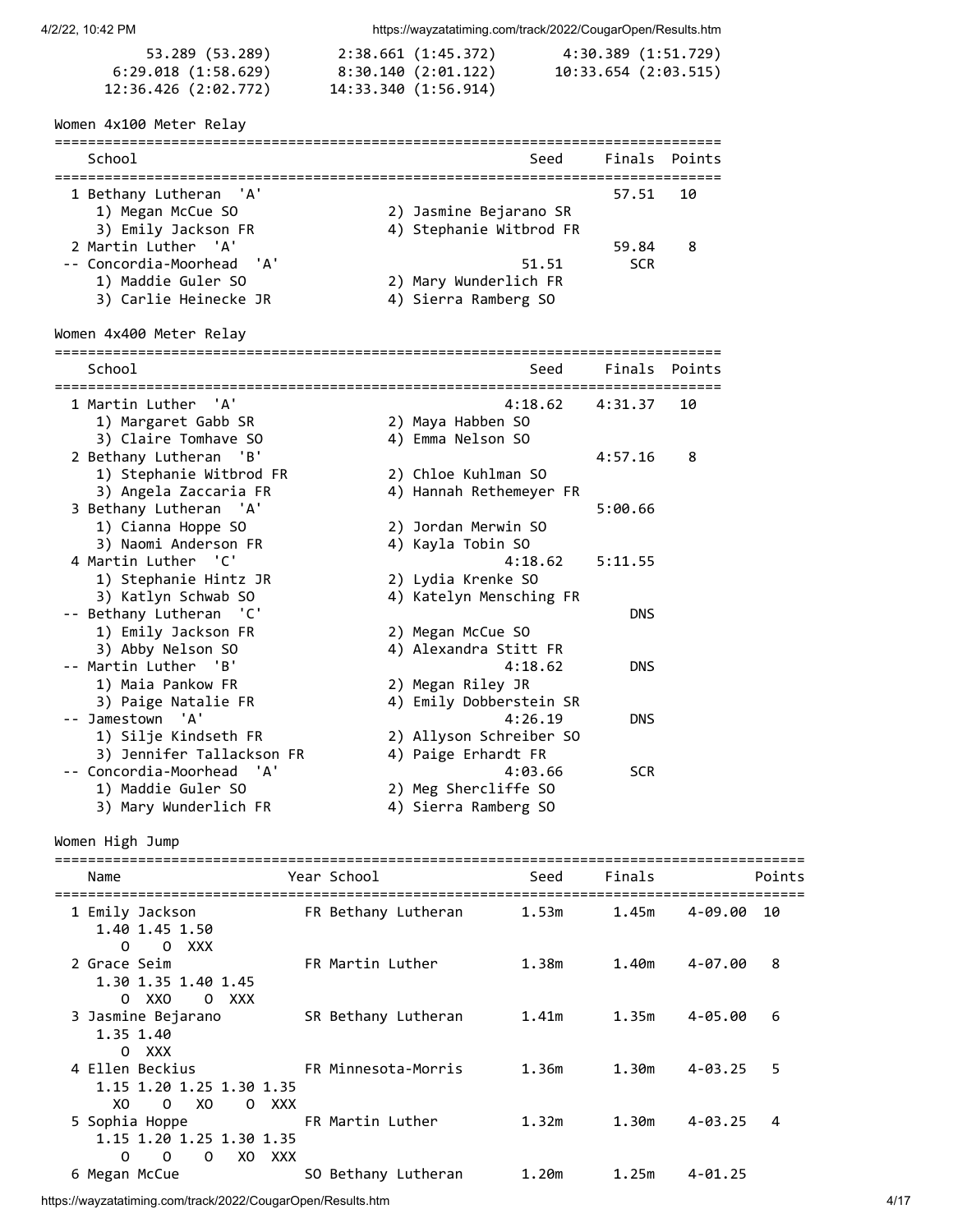```
53.289 (53.289)       2:38.661 (1:45.372)      4:30.389 (1:51.729)
6:29.018 (1:58.629)   8:30.140 (2:01.122)     10:33.654 (2:03.515)
12:36.426 (2:02.772)  14:33.340 (1:56.914)
```

## Women 4x100 Meter Relay

```
==========================================================================
    School                                         Seed     Finals  Points
==========================================================================
  1 Bethany Lutheran  'A'                                    57.51   10
     1) Megan McCue SO                 2) Jasmine Bejarano SR
     3) Emily Jackson FR               4) Stephanie Witbrod FR
  2 Martin Luther  'A'                                       59.84    8
 -- Concordia-Moorhead  'A'                          51.51       SCR
     1) Maddie Guler SO                2) Mary Wunderlich FR
     3) Carlie Heinecke JR             4) Sierra Ramberg SO
```

## Women 4x400 Meter Relay

```
==========================================================================
    School                                         Seed     Finals  Points
==========================================================================
  1 Martin Luther  'A'                              4:18.62    4:31.37   10
     1) Margaret Gabb SR               2) Maya Habben SO
     3) Claire Tomhave SO              4) Emma Nelson SO
  2 Bethany Lutheran  'B'                                    4:57.16    8
     1) Stephanie Witbrod FR           2) Chloe Kuhlman SO
     3) Angela Zaccaria FR             4) Hannah Rethemeyer FR
  3 Bethany Lutheran  'A'                                    5:00.66
     1) Cianna Hoppe SO                2) Jordan Merwin SO
     3) Naomi Anderson FR              4) Kayla Tobin SO
  4 Martin Luther  'C'                              4:18.62    5:11.55
     1) Stephanie Hintz JR             2) Lydia Krenke SO
     3) Katlyn Schwab SO               4) Katelyn Mensching FR
 -- Bethany Lutheran  'C'                                        DNS
     1) Emily Jackson FR               2) Megan McCue SO
     3) Abby Nelson SO                 4) Alexandra Stitt FR
 -- Martin Luther  'B'                              4:18.62        DNS
     1) Maia Pankow FR                 2) Megan Riley JR
     3) Paige Natalie FR               4) Emily Dobberstein SR
 -- Jamestown  'A'                                  4:26.19        DNS
     1) Silje Kindseth FR              2) Allyson Schreiber SO
     3) Jennifer Tallackson FR         4) Paige Erhardt FR
 -- Concordia-Moorhead  'A'                         4:03.66        SCR
     1) Maddie Guler SO                2) Meg Shercliffe SO
     3) Mary Wunderlich FR             4) Sierra Ramberg SO
```

## Women High Jump

```
========================================================================================
    Name                    Year School               Seed     Finals            Points
========================================================================================
  1 Emily Jackson           FR Bethany Lutheran      1.53m      1.45m    4-09.00  10
      1.40 1.45 1.50
         O    O  XXX
  2 Grace Seim              FR Martin Luther         1.38m      1.40m    4-07.00   8
      1.30 1.35 1.40 1.45
         O  XXO    O  XXX
  3 Jasmine Bejarano        SR Bethany Lutheran      1.41m      1.35m    4-05.00   6
      1.35 1.40
         O  XXX
  4 Ellen Beckius           FR Minnesota-Morris      1.36m      1.30m    4-03.25   5
      1.15 1.20 1.25 1.30 1.35
        XO    O   XO    O  XXX
  5 Sophia Hoppe            FR Martin Luther         1.32m      1.30m    4-03.25   4
      1.15 1.20 1.25 1.30 1.35
         O    O    O   XO  XXX
  6 Megan McCue             SO Bethany Lutheran      1.20m      1.25m    4-01.25
```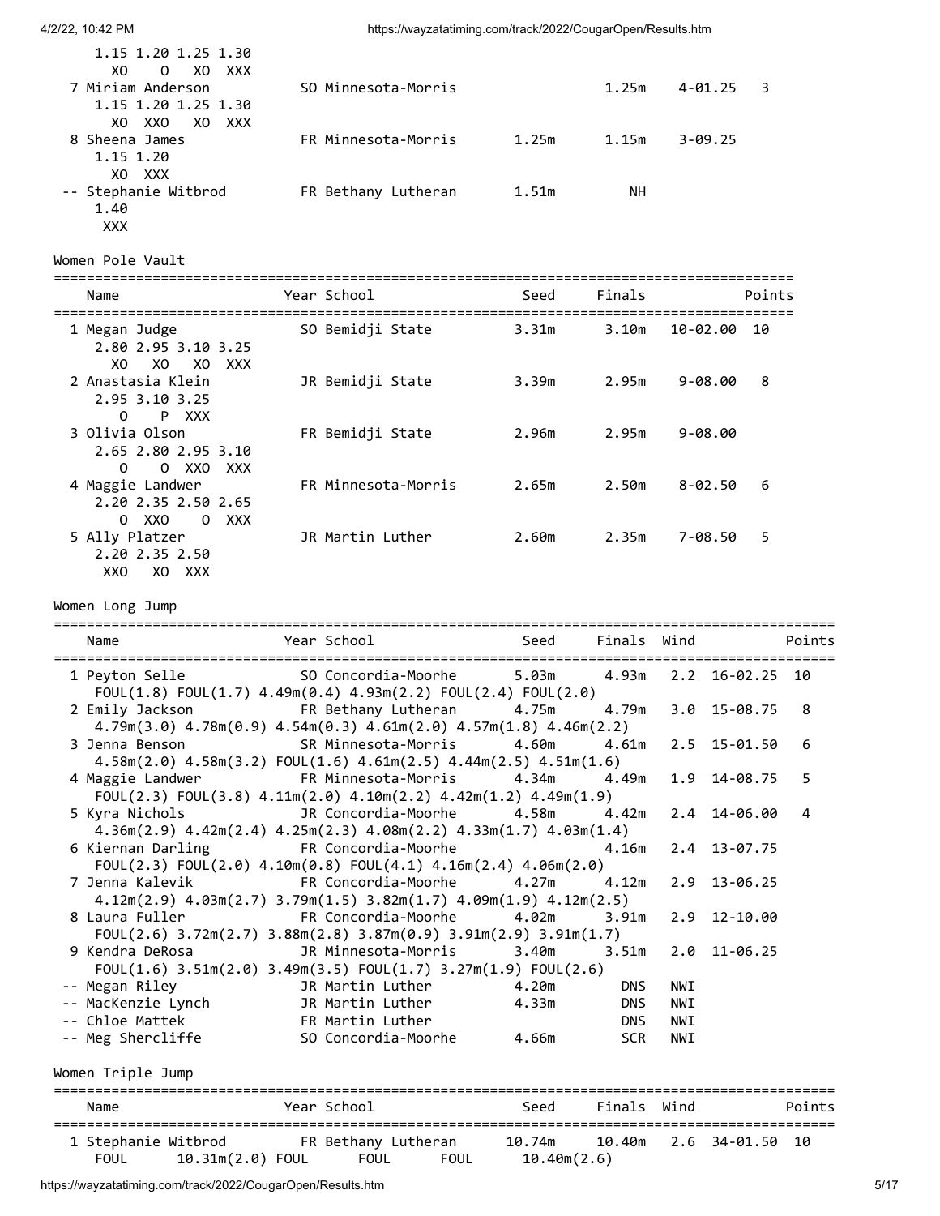| | Name | Year | School | Seed | Finals | | Points |
|---|---|---|---|---|---|---|---|
| | 1.15 1.20 1.25 1.30 | | | | | | |
| | XO O XO XXX | | | | | | |
| 7 | Miriam Anderson | SO | Minnesota-Morris | | 1.25m | 4-01.25 | 3 |
| | 1.15 1.20 1.25 1.30 | | | | | | |
| | XO XXO XO XXX | | | | | | |
| 8 | Sheena James | FR | Minnesota-Morris | 1.25m | 1.15m | 3-09.25 | |
| | 1.15 1.20 | | | | | | |
| | XO XXX | | | | | | |
| -- | Stephanie Witbrod | FR | Bethany Lutheran | 1.51m | NH | | |
| | 1.40 | | | | | | |
| | XXX | | | | | | |

## Women Pole Vault

| | Name | Year | School | Seed | Finals | | Points |
|---|---|---|---|---|---|---|---|
| 1 | Megan Judge | SO | Bemidji State | 3.31m | 3.10m | 10-02.00 | 10 |
| | 2.80 2.95 3.10 3.25 | | | | | | |
| | XO XO XO XXX | | | | | | |
| 2 | Anastasia Klein | JR | Bemidji State | 3.39m | 2.95m | 9-08.00 | 8 |
| | 2.95 3.10 3.25 | | | | | | |
| | O P XXX | | | | | | |
| 3 | Olivia Olson | FR | Bemidji State | 2.96m | 2.95m | 9-08.00 | |
| | 2.65 2.80 2.95 3.10 | | | | | | |
| | O O XXO XXX | | | | | | |
| 4 | Maggie Landwer | FR | Minnesota-Morris | 2.65m | 2.50m | 8-02.50 | 6 |
| | 2.20 2.35 2.50 2.65 | | | | | | |
| | O XXO O XXX | | | | | | |
| 5 | Ally Platzer | JR | Martin Luther | 2.60m | 2.35m | 7-08.50 | 5 |
| | 2.20 2.35 2.50 | | | | | | |
| | XXO XO XXX | | | | | | |

## Women Long Jump

| | Name | Year | School | Seed | Finals | Wind | | Points |
|---|---|---|---|---|---|---|---|---|
| 1 | Peyton Selle | SO | Concordia-Moorhe | 5.03m | 4.93m | 2.2 | 16-02.25 | 10 |
| | FOUL(1.8) FOUL(1.7) 4.49m(0.4) 4.93m(2.2) FOUL(2.4) FOUL(2.0) | | | | | | | |
| 2 | Emily Jackson | FR | Bethany Lutheran | 4.75m | 4.79m | 3.0 | 15-08.75 | 8 |
| | 4.79m(3.0) 4.78m(0.9) 4.54m(0.3) 4.61m(2.0) 4.57m(1.8) 4.46m(2.2) | | | | | | | |
| 3 | Jenna Benson | SR | Minnesota-Morris | 4.60m | 4.61m | 2.5 | 15-01.50 | 6 |
| | 4.58m(2.0) 4.58m(3.2) FOUL(1.6) 4.61m(2.5) 4.44m(2.5) 4.51m(1.6) | | | | | | | |
| 4 | Maggie Landwer | FR | Minnesota-Morris | 4.34m | 4.49m | 1.9 | 14-08.75 | 5 |
| | FOUL(2.3) FOUL(3.8) 4.11m(2.0) 4.10m(2.2) 4.42m(1.2) 4.49m(1.9) | | | | | | | |
| 5 | Kyra Nichols | JR | Concordia-Moorhe | 4.58m | 4.42m | 2.4 | 14-06.00 | 4 |
| | 4.36m(2.9) 4.42m(2.4) 4.25m(2.3) 4.08m(2.2) 4.33m(1.7) 4.03m(1.4) | | | | | | | |
| 6 | Kiernan Darling | FR | Concordia-Moorhe | | 4.16m | 2.4 | 13-07.75 | |
| | FOUL(2.3) FOUL(2.0) 4.10m(0.8) FOUL(4.1) 4.16m(2.4) 4.06m(2.0) | | | | | | | |
| 7 | Jenna Kalevik | FR | Concordia-Moorhe | 4.27m | 4.12m | 2.9 | 13-06.25 | |
| | 4.12m(2.9) 4.03m(2.7) 3.79m(1.5) 3.82m(1.7) 4.09m(1.9) 4.12m(2.5) | | | | | | | |
| 8 | Laura Fuller | FR | Concordia-Moorhe | 4.02m | 3.91m | 2.9 | 12-10.00 | |
| | FOUL(2.6) 3.72m(2.7) 3.88m(2.8) 3.87m(0.9) 3.91m(2.9) 3.91m(1.7) | | | | | | | |
| 9 | Kendra DeRosa | JR | Minnesota-Morris | 3.40m | 3.51m | 2.0 | 11-06.25 | |
| | FOUL(1.6) 3.51m(2.0) 3.49m(3.5) FOUL(1.7) 3.27m(1.9) FOUL(2.6) | | | | | | | |
| -- | Megan Riley | JR | Martin Luther | 4.20m | DNS | NWI | | |
| -- | MacKenzie Lynch | JR | Martin Luther | 4.33m | DNS | NWI | | |
| -- | Chloe Mattek | FR | Martin Luther | | DNS | NWI | | |
| -- | Meg Shercliffe | SO | Concordia-Moorhe | 4.66m | SCR | NWI | | |

## Women Triple Jump

| | Name | Year | School | Seed | Finals | Wind | | Points |
|---|---|---|---|---|---|---|---|---|
| 1 | Stephanie Witbrod | FR | Bethany Lutheran | 10.74m | 10.40m | 2.6 | 34-01.50 | 10 |
| | FOUL 10.31m(2.0) FOUL FOUL FOUL 10.40m(2.6) | | | | | | | |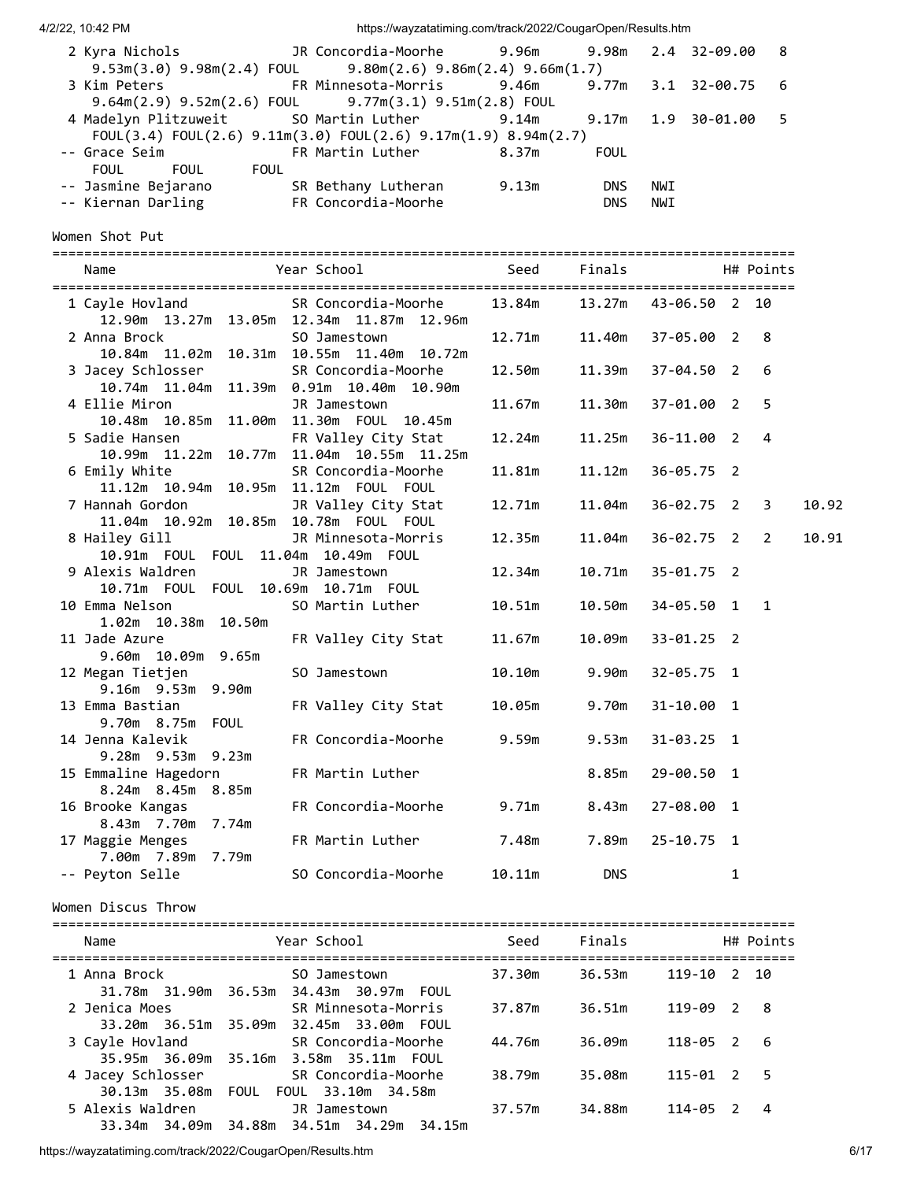| Place | Name | Year | School | Seed | Finals | Wind | Feet | H# | Points |
|---|---|---|---|---|---|---|---|---|---|
| 2 | Kyra Nichols | JR | Concordia-Moorhe | 9.96m | 9.98m | 2.4 | 32-09.00 | | 8 |
| | 9.53m(3.0) 9.98m(2.4) FOUL 9.80m(2.6) 9.86m(2.4) 9.66m(1.7) | | | | | | | | |
| 3 | Kim Peters | FR | Minnesota-Morris | 9.46m | 9.77m | 3.1 | 32-00.75 | | 6 |
| | 9.64m(2.9) 9.52m(2.6) FOUL 9.77m(3.1) 9.51m(2.8) FOUL | | | | | | | | |
| 4 | Madelyn Plitzuweit | SO | Martin Luther | 9.14m | 9.17m | 1.9 | 30-01.00 | | 5 |
| | FOUL(3.4) FOUL(2.6) 9.11m(3.0) FOUL(2.6) 9.17m(1.9) 8.94m(2.7) | | | | | | | | |
| -- | Grace Seim | FR | Martin Luther | 8.37m | FOUL | | | | |
| | FOUL FOUL FOUL | | | | | | | | |
| -- | Jasmine Bejarano | SR | Bethany Lutheran | 9.13m | DNS | NWI | | | |
| -- | Kiernan Darling | FR | Concordia-Moorhe | | DNS | NWI | | | |

## Women Shot Put

| Place | Name | Year | School | Seed | Finals | Feet | H# | Points | Tiebreak |
|---|---|---|---|---|---|---|---|---|---|
| 1 | Cayle Hovland | SR | Concordia-Moorhe | 13.84m | 13.27m | 43-06.50 | 2 | 10 | |
| | 12.90m 13.27m 13.05m 12.34m 11.87m 12.96m | | | | | | | | |
| 2 | Anna Brock | SO | Jamestown | 12.71m | 11.40m | 37-05.00 | 2 | 8 | |
| | 10.84m 11.02m 10.31m 10.55m 11.40m 10.72m | | | | | | | | |
| 3 | Jacey Schlosser | SR | Concordia-Moorhe | 12.50m | 11.39m | 37-04.50 | 2 | 6 | |
| | 10.74m 11.04m 11.39m 0.91m 10.40m 10.90m | | | | | | | | |
| 4 | Ellie Miron | JR | Jamestown | 11.67m | 11.30m | 37-01.00 | 2 | 5 | |
| | 10.48m 10.85m 11.00m 11.30m FOUL 10.45m | | | | | | | | |
| 5 | Sadie Hansen | FR | Valley City Stat | 12.24m | 11.25m | 36-11.00 | 2 | 4 | |
| | 10.99m 11.22m 10.77m 11.04m 10.55m 11.25m | | | | | | | | |
| 6 | Emily White | SR | Concordia-Moorhe | 11.81m | 11.12m | 36-05.75 | 2 | | |
| | 11.12m 10.94m 10.95m 11.12m FOUL FOUL | | | | | | | | |
| 7 | Hannah Gordon | JR | Valley City Stat | 12.71m | 11.04m | 36-02.75 | 2 | 3 | 10.92 |
| | 11.04m 10.92m 10.85m 10.78m FOUL FOUL | | | | | | | | |
| 8 | Hailey Gill | JR | Minnesota-Morris | 12.35m | 11.04m | 36-02.75 | 2 | 2 | 10.91 |
| | 10.91m FOUL FOUL 11.04m 10.49m FOUL | | | | | | | | |
| 9 | Alexis Waldren | JR | Jamestown | 12.34m | 10.71m | 35-01.75 | 2 | | |
| | 10.71m FOUL FOUL 10.69m 10.71m FOUL | | | | | | | | |
| 10 | Emma Nelson | SO | Martin Luther | 10.51m | 10.50m | 34-05.50 | 1 | 1 | |
| | 1.02m 10.38m 10.50m | | | | | | | | |
| 11 | Jade Azure | FR | Valley City Stat | 11.67m | 10.09m | 33-01.25 | 2 | | |
| | 9.60m 10.09m 9.65m | | | | | | | | |
| 12 | Megan Tietjen | SO | Jamestown | 10.10m | 9.90m | 32-05.75 | 1 | | |
| | 9.16m 9.53m 9.90m | | | | | | | | |
| 13 | Emma Bastian | FR | Valley City Stat | 10.05m | 9.70m | 31-10.00 | 1 | | |
| | 9.70m 8.75m FOUL | | | | | | | | |
| 14 | Jenna Kalevik | FR | Concordia-Moorhe | 9.59m | 9.53m | 31-03.25 | 1 | | |
| | 9.28m 9.53m 9.23m | | | | | | | | |
| 15 | Emmaline Hagedorn | FR | Martin Luther | | 8.85m | 29-00.50 | 1 | | |
| | 8.24m 8.45m 8.85m | | | | | | | | |
| 16 | Brooke Kangas | FR | Concordia-Moorhe | 9.71m | 8.43m | 27-08.00 | 1 | | |
| | 8.43m 7.70m 7.74m | | | | | | | | |
| 17 | Maggie Menges | FR | Martin Luther | 7.48m | 7.89m | 25-10.75 | 1 | | |
| | 7.00m 7.89m 7.79m | | | | | | | | |
| -- | Peyton Selle | SO | Concordia-Moorhe | 10.11m | DNS | | 1 | | |

## Women Discus Throw

| Place | Name | Year | School | Seed | Finals | Feet | H# | Points |
|---|---|---|---|---|---|---|---|---|
| 1 | Anna Brock | SO | Jamestown | 37.30m | 36.53m | 119-10 | 2 | 10 |
| | 31.78m 31.90m 36.53m 34.43m 30.97m FOUL | | | | | | | |
| 2 | Jenica Moes | SR | Minnesota-Morris | 37.87m | 36.51m | 119-09 | 2 | 8 |
| | 33.20m 36.51m 35.09m 32.45m 33.00m FOUL | | | | | | | |
| 3 | Cayle Hovland | SR | Concordia-Moorhe | 44.76m | 36.09m | 118-05 | 2 | 6 |
| | 35.95m 36.09m 35.16m 3.58m 35.11m FOUL | | | | | | | |
| 4 | Jacey Schlosser | SR | Concordia-Moorhe | 38.79m | 35.08m | 115-01 | 2 | 5 |
| | 30.13m 35.08m FOUL FOUL 33.10m 34.58m | | | | | | | |
| 5 | Alexis Waldren | JR | Jamestown | 37.57m | 34.88m | 114-05 | 2 | 4 |
| | 33.34m 34.09m 34.88m 34.51m 34.29m 34.15m | | | | | | | |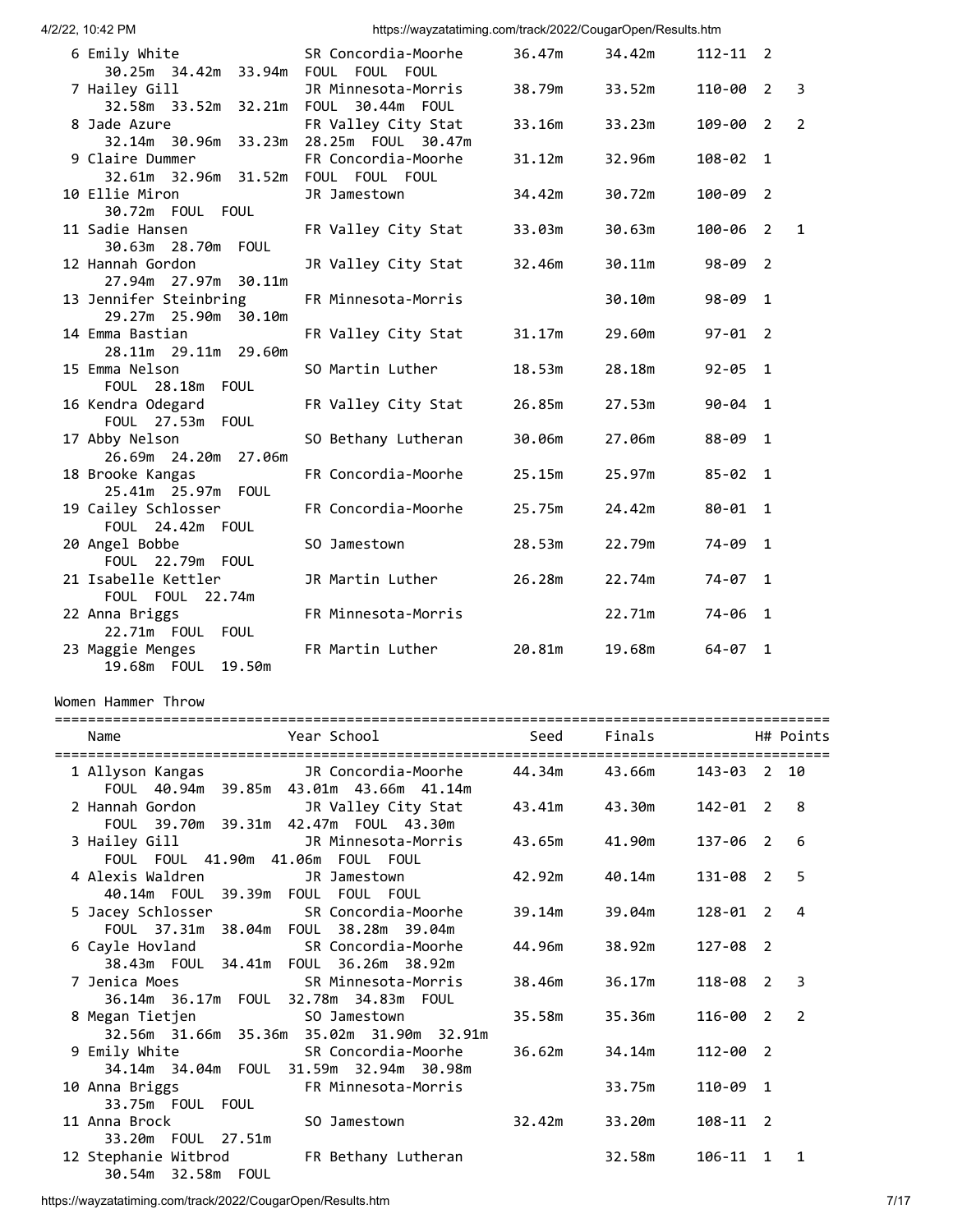| Place | Name | Year | School | Seed | Finals | | H# | Points |
|---|---|---|---|---|---|---|---|---|
| 6 | Emily White | SR | Concordia-Moorhe | 36.47m | 34.42m | 112-11 | 2 | |
| | 30.25m 34.42m 33.94m FOUL FOUL FOUL | | | | | | | |
| 7 | Hailey Gill | JR | Minnesota-Morris | 38.79m | 33.52m | 110-00 | 2 | 3 |
| | 32.58m 33.52m 32.21m FOUL 30.44m FOUL | | | | | | | |
| 8 | Jade Azure | FR | Valley City Stat | 33.16m | 33.23m | 109-00 | 2 | 2 |
| | 32.14m 30.96m 33.23m 28.25m FOUL 30.47m | | | | | | | |
| 9 | Claire Dummer | FR | Concordia-Moorhe | 31.12m | 32.96m | 108-02 | 1 | |
| | 32.61m 32.96m 31.52m FOUL FOUL FOUL | | | | | | | |
| 10 | Ellie Miron | JR | Jamestown | 34.42m | 30.72m | 100-09 | 2 | |
| | 30.72m FOUL FOUL | | | | | | | |
| 11 | Sadie Hansen | FR | Valley City Stat | 33.03m | 30.63m | 100-06 | 2 | 1 |
| | 30.63m 28.70m FOUL | | | | | | | |
| 12 | Hannah Gordon | JR | Valley City Stat | 32.46m | 30.11m | 98-09 | 2 | |
| | 27.94m 27.97m 30.11m | | | | | | | |
| 13 | Jennifer Steinbring | FR | Minnesota-Morris | | 30.10m | 98-09 | 1 | |
| | 29.27m 25.90m 30.10m | | | | | | | |
| 14 | Emma Bastian | FR | Valley City Stat | 31.17m | 29.60m | 97-01 | 2 | |
| | 28.11m 29.11m 29.60m | | | | | | | |
| 15 | Emma Nelson | SO | Martin Luther | 18.53m | 28.18m | 92-05 | 1 | |
| | FOUL 28.18m FOUL | | | | | | | |
| 16 | Kendra Odegard | FR | Valley City Stat | 26.85m | 27.53m | 90-04 | 1 | |
| | FOUL 27.53m FOUL | | | | | | | |
| 17 | Abby Nelson | SO | Bethany Lutheran | 30.06m | 27.06m | 88-09 | 1 | |
| | 26.69m 24.20m 27.06m | | | | | | | |
| 18 | Brooke Kangas | FR | Concordia-Moorhe | 25.15m | 25.97m | 85-02 | 1 | |
| | 25.41m 25.97m FOUL | | | | | | | |
| 19 | Cailey Schlosser | FR | Concordia-Moorhe | 25.75m | 24.42m | 80-01 | 1 | |
| | FOUL 24.42m FOUL | | | | | | | |
| 20 | Angel Bobbe | SO | Jamestown | 28.53m | 22.79m | 74-09 | 1 | |
| | FOUL 22.79m FOUL | | | | | | | |
| 21 | Isabelle Kettler | JR | Martin Luther | 26.28m | 22.74m | 74-07 | 1 | |
| | FOUL FOUL 22.74m | | | | | | | |
| 22 | Anna Briggs | FR | Minnesota-Morris | | 22.71m | 74-06 | 1 | |
| | 22.71m FOUL FOUL | | | | | | | |
| 23 | Maggie Menges | FR | Martin Luther | 20.81m | 19.68m | 64-07 | 1 | |
| | 19.68m FOUL 19.50m | | | | | | | |

## Women Hammer Throw

| Place | Name | Year | School | Seed | Finals | | H# | Points |
|---|---|---|---|---|---|---|---|---|
| 1 | Allyson Kangas | JR | Concordia-Moorhe | 44.34m | 43.66m | 143-03 | 2 | 10 |
| | FOUL 40.94m 39.85m 43.01m 43.66m 41.14m | | | | | | | |
| 2 | Hannah Gordon | JR | Valley City Stat | 43.41m | 43.30m | 142-01 | 2 | 8 |
| | FOUL 39.70m 39.31m 42.47m FOUL 43.30m | | | | | | | |
| 3 | Hailey Gill | JR | Minnesota-Morris | 43.65m | 41.90m | 137-06 | 2 | 6 |
| | FOUL FOUL 41.90m 41.06m FOUL FOUL | | | | | | | |
| 4 | Alexis Waldren | JR | Jamestown | 42.92m | 40.14m | 131-08 | 2 | 5 |
| | 40.14m FOUL 39.39m FOUL FOUL FOUL | | | | | | | |
| 5 | Jacey Schlosser | SR | Concordia-Moorhe | 39.14m | 39.04m | 128-01 | 2 | 4 |
| | FOUL 37.31m 38.04m FOUL 38.28m 39.04m | | | | | | | |
| 6 | Cayle Hovland | SR | Concordia-Moorhe | 44.96m | 38.92m | 127-08 | 2 | |
| | 38.43m FOUL 34.41m FOUL 36.26m 38.92m | | | | | | | |
| 7 | Jenica Moes | SR | Minnesota-Morris | 38.46m | 36.17m | 118-08 | 2 | 3 |
| | 36.14m 36.17m FOUL 32.78m 34.83m FOUL | | | | | | | |
| 8 | Megan Tietjen | SO | Jamestown | 35.58m | 35.36m | 116-00 | 2 | 2 |
| | 32.56m 31.66m 35.36m 35.02m 31.90m 32.91m | | | | | | | |
| 9 | Emily White | SR | Concordia-Moorhe | 36.62m | 34.14m | 112-00 | 2 | |
| | 34.14m 34.04m FOUL 31.59m 32.94m 30.98m | | | | | | | |
| 10 | Anna Briggs | FR | Minnesota-Morris | | 33.75m | 110-09 | 1 | |
| | 33.75m FOUL FOUL | | | | | | | |
| 11 | Anna Brock | SO | Jamestown | 32.42m | 33.20m | 108-11 | 2 | |
| | 33.20m FOUL 27.51m | | | | | | | |
| 12 | Stephanie Witbrod | FR | Bethany Lutheran | | 32.58m | 106-11 | 1 | 1 |
| | 30.54m 32.58m FOUL | | | | | | | |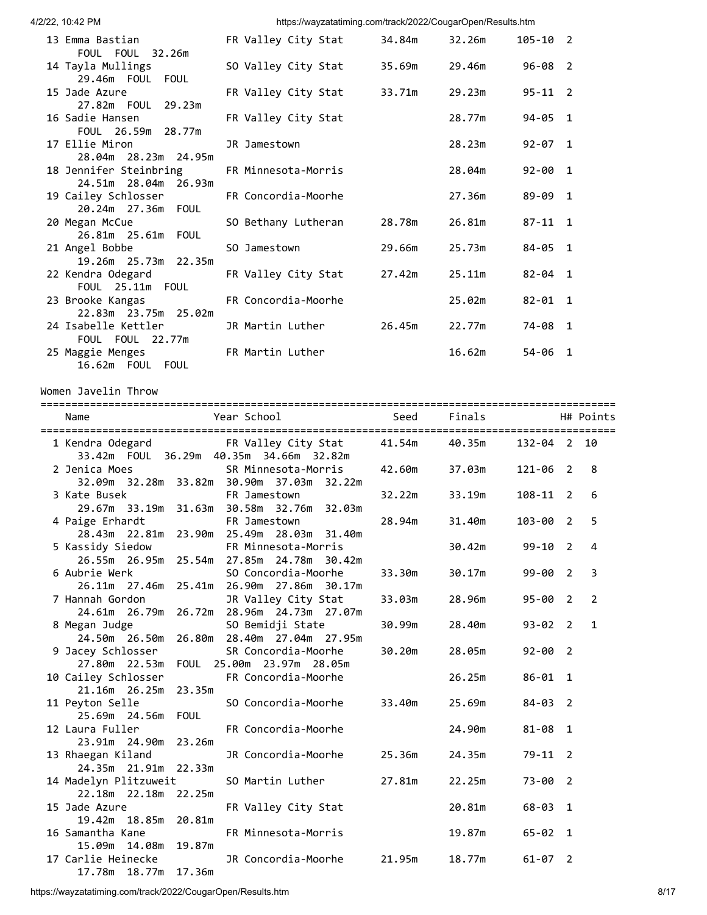| Place | Name | Year | School | Seed | Finals | | H# | Points |
|---|---|---|---|---|---|---|---|---|
| 13 | Emma Bastian | FR | Valley City Stat | 34.84m | 32.26m | 105-10 | 2 | |
| | FOUL FOUL 32.26m | | | | | | | |
| 14 | Tayla Mullings | SO | Valley City Stat | 35.69m | 29.46m | 96-08 | 2 | |
| | 29.46m FOUL FOUL | | | | | | | |
| 15 | Jade Azure | FR | Valley City Stat | 33.71m | 29.23m | 95-11 | 2 | |
| | 27.82m FOUL 29.23m | | | | | | | |
| 16 | Sadie Hansen | FR | Valley City Stat | | 28.77m | 94-05 | 1 | |
| | FOUL 26.59m 28.77m | | | | | | | |
| 17 | Ellie Miron | JR | Jamestown | | 28.23m | 92-07 | 1 | |
| | 28.04m 28.23m 24.95m | | | | | | | |
| 18 | Jennifer Steinbring | FR | Minnesota-Morris | | 28.04m | 92-00 | 1 | |
| | 24.51m 28.04m 26.93m | | | | | | | |
| 19 | Cailey Schlosser | FR | Concordia-Moorhe | | 27.36m | 89-09 | 1 | |
| | 20.24m 27.36m FOUL | | | | | | | |
| 20 | Megan McCue | SO | Bethany Lutheran | 28.78m | 26.81m | 87-11 | 1 | |
| | 26.81m 25.61m FOUL | | | | | | | |
| 21 | Angel Bobbe | SO | Jamestown | 29.66m | 25.73m | 84-05 | 1 | |
| | 19.26m 25.73m 22.35m | | | | | | | |
| 22 | Kendra Odegard | FR | Valley City Stat | 27.42m | 25.11m | 82-04 | 1 | |
| | FOUL 25.11m FOUL | | | | | | | |
| 23 | Brooke Kangas | FR | Concordia-Moorhe | | 25.02m | 82-01 | 1 | |
| | 22.83m 23.75m 25.02m | | | | | | | |
| 24 | Isabelle Kettler | JR | Martin Luther | 26.45m | 22.77m | 74-08 | 1 | |
| | FOUL FOUL 22.77m | | | | | | | |
| 25 | Maggie Menges | FR | Martin Luther | | 16.62m | 54-06 | 1 | |
| | 16.62m FOUL FOUL | | | | | | | |

## Women Javelin Throw

| Place | Name | Year | School | Seed | Finals | | H# | Points |
|---|---|---|---|---|---|---|---|---|
| 1 | Kendra Odegard | FR | Valley City Stat | 41.54m | 40.35m | 132-04 | 2 | 10 |
| | 33.42m FOUL 36.29m 40.35m 34.66m 32.82m | | | | | | | |
| 2 | Jenica Moes | SR | Minnesota-Morris | 42.60m | 37.03m | 121-06 | 2 | 8 |
| | 32.09m 32.28m 33.82m 30.90m 37.03m 32.22m | | | | | | | |
| 3 | Kate Busek | FR | Jamestown | 32.22m | 33.19m | 108-11 | 2 | 6 |
| | 29.67m 33.19m 31.63m 30.58m 32.76m 32.03m | | | | | | | |
| 4 | Paige Erhardt | FR | Jamestown | 28.94m | 31.40m | 103-00 | 2 | 5 |
| | 28.43m 22.81m 23.90m 25.49m 28.03m 31.40m | | | | | | | |
| 5 | Kassidy Siedow | FR | Minnesota-Morris | | 30.42m | 99-10 | 2 | 4 |
| | 26.55m 26.95m 25.54m 27.85m 24.78m 30.42m | | | | | | | |
| 6 | Aubrie Werk | SO | Concordia-Moorhe | 33.30m | 30.17m | 99-00 | 2 | 3 |
| | 26.11m 27.46m 25.41m 26.90m 27.86m 30.17m | | | | | | | |
| 7 | Hannah Gordon | JR | Valley City Stat | 33.03m | 28.96m | 95-00 | 2 | 2 |
| | 24.61m 26.79m 26.72m 28.96m 24.73m 27.07m | | | | | | | |
| 8 | Megan Judge | SO | Bemidji State | 30.99m | 28.40m | 93-02 | 2 | 1 |
| | 24.50m 26.50m 26.80m 28.40m 27.04m 27.95m | | | | | | | |
| 9 | Jacey Schlosser | SR | Concordia-Moorhe | 30.20m | 28.05m | 92-00 | 2 | |
| | 27.80m 22.53m FOUL 25.00m 23.97m 28.05m | | | | | | | |
| 10 | Cailey Schlosser | FR | Concordia-Moorhe | | 26.25m | 86-01 | 1 | |
| | 21.16m 26.25m 23.35m | | | | | | | |
| 11 | Peyton Selle | SO | Concordia-Moorhe | 33.40m | 25.69m | 84-03 | 2 | |
| | 25.69m 24.56m FOUL | | | | | | | |
| 12 | Laura Fuller | FR | Concordia-Moorhe | | 24.90m | 81-08 | 1 | |
| | 23.91m 24.90m 23.26m | | | | | | | |
| 13 | Rhaegan Kiland | JR | Concordia-Moorhe | 25.36m | 24.35m | 79-11 | 2 | |
| | 24.35m 21.91m 22.33m | | | | | | | |
| 14 | Madelyn Plitzuweit | SO | Martin Luther | 27.81m | 22.25m | 73-00 | 2 | |
| | 22.18m 22.18m 22.25m | | | | | | | |
| 15 | Jade Azure | FR | Valley City Stat | | 20.81m | 68-03 | 1 | |
| | 19.42m 18.85m 20.81m | | | | | | | |
| 16 | Samantha Kane | FR | Minnesota-Morris | | 19.87m | 65-02 | 1 | |
| | 15.09m 14.08m 19.87m | | | | | | | |
| 17 | Carlie Heinecke | JR | Concordia-Moorhe | 21.95m | 18.77m | 61-07 | 2 | |
| | 17.78m 18.77m 17.36m | | | | | | | |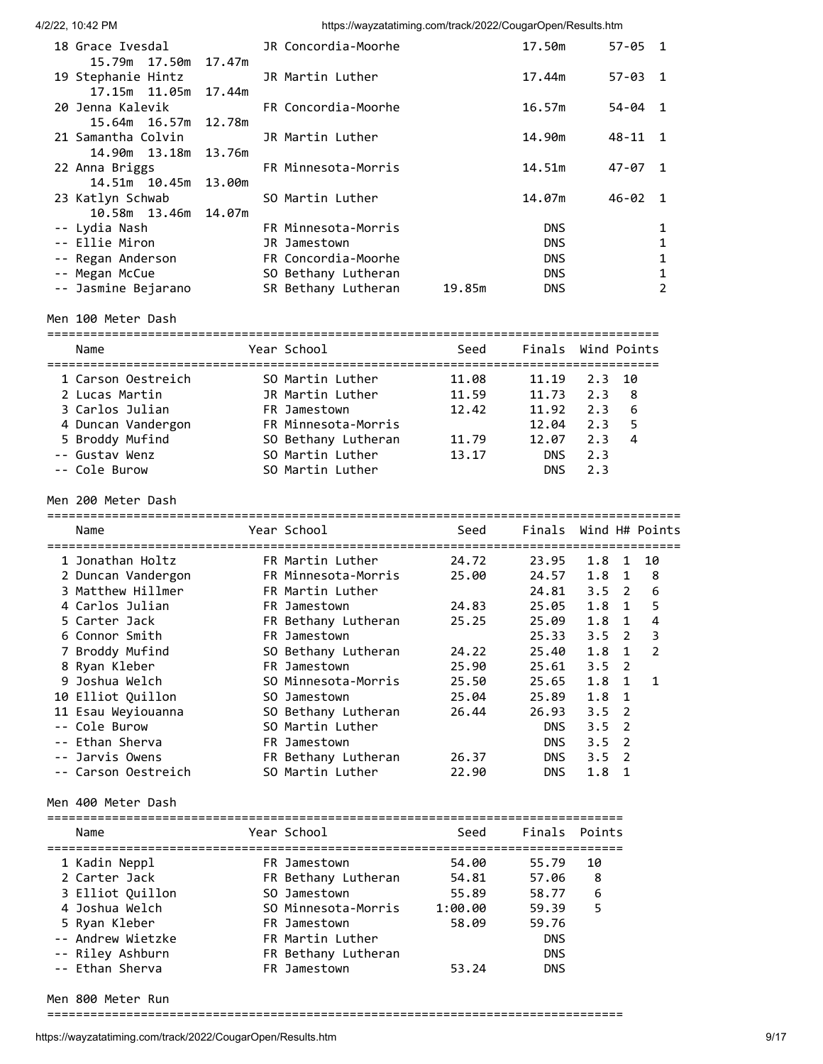| Place | Name | Year | School | Seed | Finals | | Points |
|---|---|---|---|---|---|---|---|
| 18 | Grace Ivesdal | JR | Concordia-Moorhe | | 17.50m | 57-05 | 1 |
| | 15.79m 17.50m 17.47m | | | | | | |
| 19 | Stephanie Hintz | JR | Martin Luther | | 17.44m | 57-03 | 1 |
| | 17.15m 11.05m 17.44m | | | | | | |
| 20 | Jenna Kalevik | FR | Concordia-Moorhe | | 16.57m | 54-04 | 1 |
| | 15.64m 16.57m 12.78m | | | | | | |
| 21 | Samantha Colvin | JR | Martin Luther | | 14.90m | 48-11 | 1 |
| | 14.90m 13.18m 13.76m | | | | | | |
| 22 | Anna Briggs | FR | Minnesota-Morris | | 14.51m | 47-07 | 1 |
| | 14.51m 10.45m 13.00m | | | | | | |
| 23 | Katlyn Schwab | SO | Martin Luther | | 14.07m | 46-02 | 1 |
| | 10.58m 13.46m 14.07m | | | | | | |
| -- | Lydia Nash | FR | Minnesota-Morris | | DNS | | 1 |
| -- | Ellie Miron | JR | Jamestown | | DNS | | 1 |
| -- | Regan Anderson | FR | Concordia-Moorhe | | DNS | | 1 |
| -- | Megan McCue | SO | Bethany Lutheran | | DNS | | 1 |
| -- | Jasmine Bejarano | SR | Bethany Lutheran | 19.85m | DNS | | 2 |

## Men 100 Meter Dash

| Place | Name | Year | School | Seed | Finals | Wind | Points |
|---|---|---|---|---|---|---|---|
| 1 | Carson Oestreich | SO | Martin Luther | 11.08 | 11.19 | 2.3 | 10 |
| 2 | Lucas Martin | JR | Martin Luther | 11.59 | 11.73 | 2.3 | 8 |
| 3 | Carlos Julian | FR | Jamestown | 12.42 | 11.92 | 2.3 | 6 |
| 4 | Duncan Vandergon | FR | Minnesota-Morris | | 12.04 | 2.3 | 5 |
| 5 | Broddy Mufind | SO | Bethany Lutheran | 11.79 | 12.07 | 2.3 | 4 |
| -- | Gustav Wenz | SO | Martin Luther | 13.17 | DNS | 2.3 | |
| -- | Cole Burow | SO | Martin Luther | | DNS | 2.3 | |

## Men 200 Meter Dash

| Place | Name | Year | School | Seed | Finals | Wind | H# | Points |
|---|---|---|---|---|---|---|---|---|
| 1 | Jonathan Holtz | FR | Martin Luther | 24.72 | 23.95 | 1.8 | 1 | 10 |
| 2 | Duncan Vandergon | FR | Minnesota-Morris | 25.00 | 24.57 | 1.8 | 1 | 8 |
| 3 | Matthew Hillmer | FR | Martin Luther | | 24.81 | 3.5 | 2 | 6 |
| 4 | Carlos Julian | FR | Jamestown | 24.83 | 25.05 | 1.8 | 1 | 5 |
| 5 | Carter Jack | FR | Bethany Lutheran | 25.25 | 25.09 | 1.8 | 1 | 4 |
| 6 | Connor Smith | FR | Jamestown | | 25.33 | 3.5 | 2 | 3 |
| 7 | Broddy Mufind | SO | Bethany Lutheran | 24.22 | 25.40 | 1.8 | 1 | 2 |
| 8 | Ryan Kleber | FR | Jamestown | 25.90 | 25.61 | 3.5 | 2 | |
| 9 | Joshua Welch | SO | Minnesota-Morris | 25.50 | 25.65 | 1.8 | 1 | 1 |
| 10 | Elliot Quillon | SO | Jamestown | 25.04 | 25.89 | 1.8 | 1 | |
| 11 | Esau Weyiouanna | SO | Bethany Lutheran | 26.44 | 26.93 | 3.5 | 2 | |
| -- | Cole Burow | SO | Martin Luther | | DNS | 3.5 | 2 | |
| -- | Ethan Sherva | FR | Jamestown | | DNS | 3.5 | 2 | |
| -- | Jarvis Owens | FR | Bethany Lutheran | 26.37 | DNS | 3.5 | 2 | |
| -- | Carson Oestreich | SO | Martin Luther | 22.90 | DNS | 1.8 | 1 | |

## Men 400 Meter Dash

| Place | Name | Year | School | Seed | Finals | Points |
|---|---|---|---|---|---|---|
| 1 | Kadin Neppl | FR | Jamestown | 54.00 | 55.79 | 10 |
| 2 | Carter Jack | FR | Bethany Lutheran | 54.81 | 57.06 | 8 |
| 3 | Elliot Quillon | SO | Jamestown | 55.89 | 58.77 | 6 |
| 4 | Joshua Welch | SO | Minnesota-Morris | 1:00.00 | 59.39 | 5 |
| 5 | Ryan Kleber | FR | Jamestown | 58.09 | 59.76 | |
| -- | Andrew Wietzke | FR | Martin Luther | | DNS | |
| -- | Riley Ashburn | FR | Bethany Lutheran | | DNS | |
| -- | Ethan Sherva | FR | Jamestown | 53.24 | DNS | |

## Men 800 Meter Run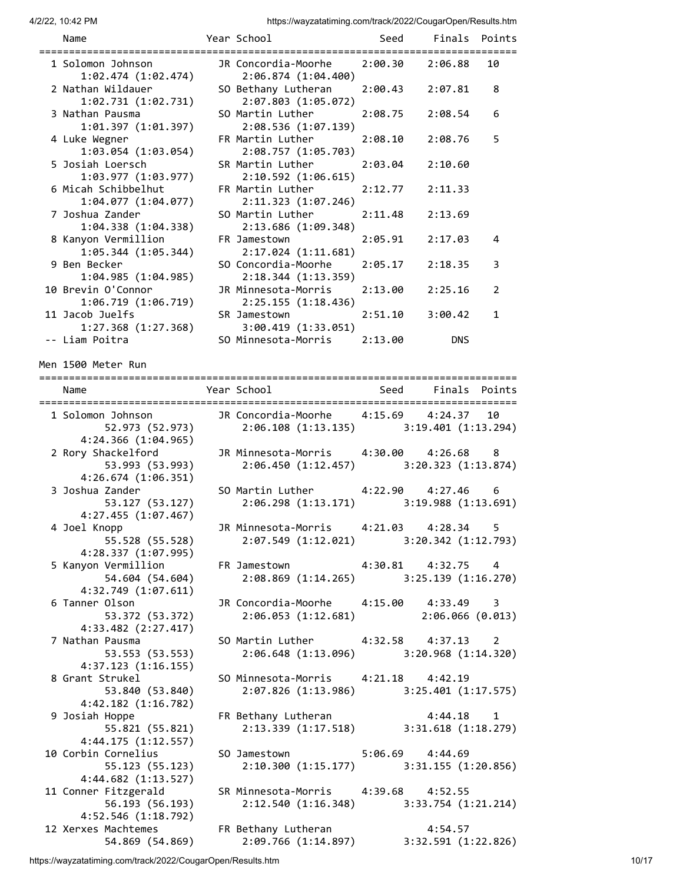| Name | Year | School | Seed | Finals | Points |
|---|---|---|---|---|---|
| 1 Solomon Johnson | JR | Concordia-Moorhe | 2:00.30 | 2:06.88 | 10 |
| 1:02.474 (1:02.474) | | 2:06.874 (1:04.400) | | | |
| 2 Nathan Wildauer | SO | Bethany Lutheran | 2:00.43 | 2:07.81 | 8 |
| 1:02.731 (1:02.731) | | 2:07.803 (1:05.072) | | | |
| 3 Nathan Pausma | SO | Martin Luther | 2:08.75 | 2:08.54 | 6 |
| 1:01.397 (1:01.397) | | 2:08.536 (1:07.139) | | | |
| 4 Luke Wegner | FR | Martin Luther | 2:08.10 | 2:08.76 | 5 |
| 1:03.054 (1:03.054) | | 2:08.757 (1:05.703) | | | |
| 5 Josiah Loersch | SR | Martin Luther | 2:03.04 | 2:10.60 | |
| 1:03.977 (1:03.977) | | 2:10.592 (1:06.615) | | | |
| 6 Micah Schibbelhut | FR | Martin Luther | 2:12.77 | 2:11.33 | |
| 1:04.077 (1:04.077) | | 2:11.323 (1:07.246) | | | |
| 7 Joshua Zander | SO | Martin Luther | 2:11.48 | 2:13.69 | |
| 1:04.338 (1:04.338) | | 2:13.686 (1:09.348) | | | |
| 8 Kanyon Vermillion | FR | Jamestown | 2:05.91 | 2:17.03 | 4 |
| 1:05.344 (1:05.344) | | 2:17.024 (1:11.681) | | | |
| 9 Ben Becker | SO | Concordia-Moorhe | 2:05.17 | 2:18.35 | 3 |
| 1:04.985 (1:04.985) | | 2:18.344 (1:13.359) | | | |
| 10 Brevin O'Connor | JR | Minnesota-Morris | 2:13.00 | 2:25.16 | 2 |
| 1:06.719 (1:06.719) | | 2:25.155 (1:18.436) | | | |
| 11 Jacob Juelfs | SR | Jamestown | 2:51.10 | 3:00.42 | 1 |
| 1:27.368 (1:27.368) | | 3:00.419 (1:33.051) | | | |
| -- Liam Poitra | SO | Minnesota-Morris | 2:13.00 | DNS | |

Men 1500 Meter Run

| Name | Year | School | Seed | Finals | Points |
|---|---|---|---|---|---|
| 1 Solomon Johnson | JR | Concordia-Moorhe | 4:15.69 | 4:24.37 | 10 |
| 52.973 (52.973) | | 2:06.108 (1:13.135) | | 3:19.401 (1:13.294) | |
| 4:24.366 (1:04.965) | | | | | |
| 2 Rory Shackelford | JR | Minnesota-Morris | 4:30.00 | 4:26.68 | 8 |
| 53.993 (53.993) | | 2:06.450 (1:12.457) | | 3:20.323 (1:13.874) | |
| 4:26.674 (1:06.351) | | | | | |
| 3 Joshua Zander | SO | Martin Luther | 4:22.90 | 4:27.46 | 6 |
| 53.127 (53.127) | | 2:06.298 (1:13.171) | | 3:19.988 (1:13.691) | |
| 4:27.455 (1:07.467) | | | | | |
| 4 Joel Knopp | JR | Minnesota-Morris | 4:21.03 | 4:28.34 | 5 |
| 55.528 (55.528) | | 2:07.549 (1:12.021) | | 3:20.342 (1:12.793) | |
| 4:28.337 (1:07.995) | | | | | |
| 5 Kanyon Vermillion | FR | Jamestown | 4:30.81 | 4:32.75 | 4 |
| 54.604 (54.604) | | 2:08.869 (1:14.265) | | 3:25.139 (1:16.270) | |
| 4:32.749 (1:07.611) | | | | | |
| 6 Tanner Olson | JR | Concordia-Moorhe | 4:15.00 | 4:33.49 | 3 |
| 53.372 (53.372) | | 2:06.053 (1:12.681) | | 2:06.066 (0.013) | |
| 4:33.482 (2:27.417) | | | | | |
| 7 Nathan Pausma | SO | Martin Luther | 4:32.58 | 4:37.13 | 2 |
| 53.553 (53.553) | | 2:06.648 (1:13.096) | | 3:20.968 (1:14.320) | |
| 4:37.123 (1:16.155) | | | | | |
| 8 Grant Strukel | SO | Minnesota-Morris | 4:21.18 | 4:42.19 | |
| 53.840 (53.840) | | 2:07.826 (1:13.986) | | 3:25.401 (1:17.575) | |
| 4:42.182 (1:16.782) | | | | | |
| 9 Josiah Hoppe | FR | Bethany Lutheran | | 4:44.18 | 1 |
| 55.821 (55.821) | | 2:13.339 (1:17.518) | | 3:31.618 (1:18.279) | |
| 4:44.175 (1:12.557) | | | | | |
| 10 Corbin Cornelius | SO | Jamestown | 5:06.69 | 4:44.69 | |
| 55.123 (55.123) | | 2:10.300 (1:15.177) | | 3:31.155 (1:20.856) | |
| 4:44.682 (1:13.527) | | | | | |
| 11 Conner Fitzgerald | SR | Minnesota-Morris | 4:39.68 | 4:52.55 | |
| 56.193 (56.193) | | 2:12.540 (1:16.348) | | 3:33.754 (1:21.214) | |
| 4:52.546 (1:18.792) | | | | | |
| 12 Xerxes Machtemes | FR | Bethany Lutheran | | 4:54.57 | |
| 54.869 (54.869) | | 2:09.766 (1:14.897) | | 3:32.591 (1:22.826) | |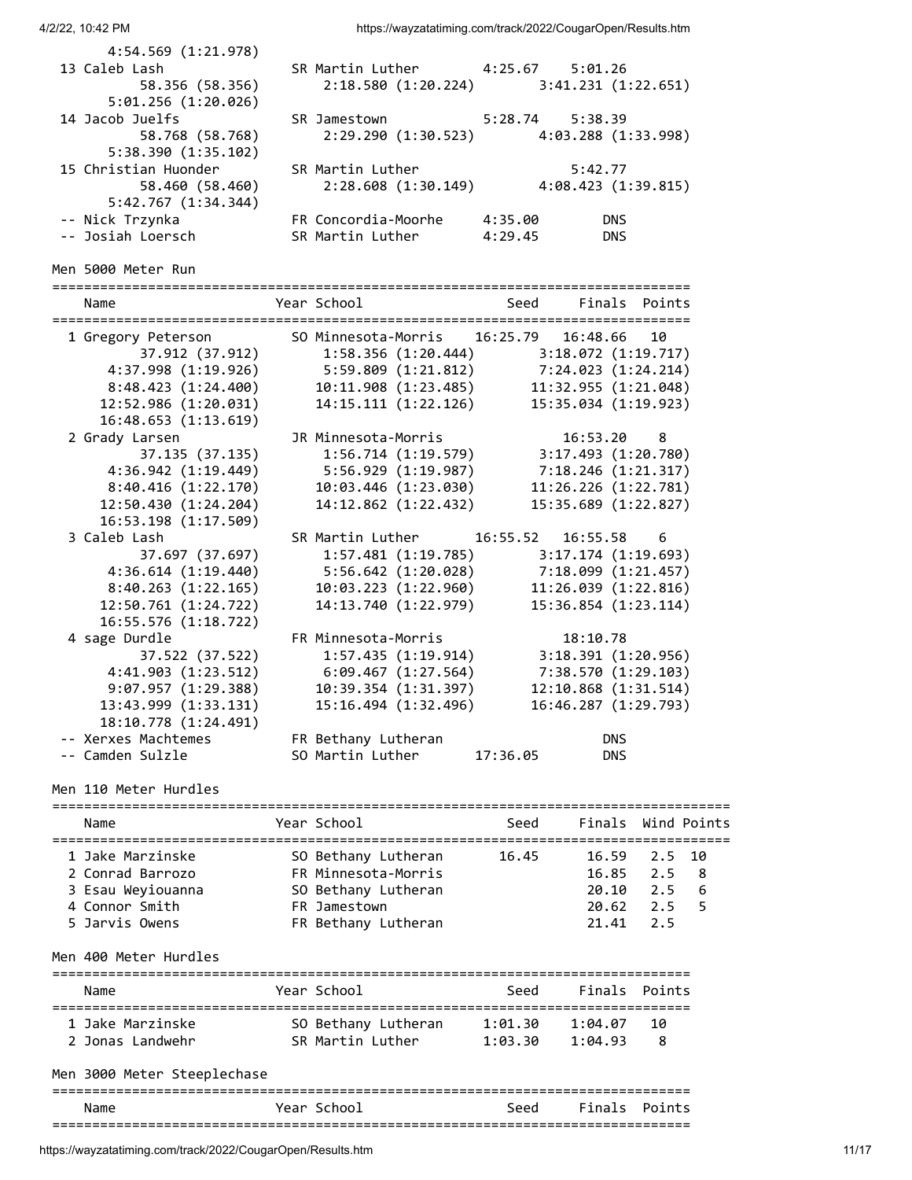4:54.569 (1:21.978)

| Name | Year School | Seed | Finals |
|---|---|---|---|
| 13 Caleb Lash | SR Martin Luther | 4:25.67 | 5:01.26 |
| 58.356 (58.356) | 2:18.580 (1:20.224) | 3:41.231 (1:22.651) | |
| 5:01.256 (1:20.026) | | | |
| 14 Jacob Juelfs | SR Jamestown | 5:28.74 | 5:38.39 |
| 58.768 (58.768) | 2:29.290 (1:30.523) | 4:03.288 (1:33.998) | |
| 5:38.390 (1:35.102) | | | |
| 15 Christian Huonder | SR Martin Luther | | 5:42.77 |
| 58.460 (58.460) | 2:28.608 (1:30.149) | 4:08.423 (1:39.815) | |
| 5:42.767 (1:34.344) | | | |
| -- Nick Trzynka | FR Concordia-Moorhe | 4:35.00 | DNS |
| -- Josiah Loersch | SR Martin Luther | 4:29.45 | DNS |

## Men 5000 Meter Run

| Name | Year School | Seed | Finals | Points |
|---|---|---|---|---|
| 1 Gregory Peterson | SO Minnesota-Morris | 16:25.79 | 16:48.66 | 10 |
| 37.912 (37.912) | 1:58.356 (1:20.444) | 3:18.072 (1:19.717) | | |
| 4:37.998 (1:19.926) | 5:59.809 (1:21.812) | 7:24.023 (1:24.214) | | |
| 8:48.423 (1:24.400) | 10:11.908 (1:23.485) | 11:32.955 (1:21.048) | | |
| 12:52.986 (1:20.031) | 14:15.111 (1:22.126) | 15:35.034 (1:19.923) | | |
| 16:48.653 (1:13.619) | | | | |
| 2 Grady Larsen | JR Minnesota-Morris | | 16:53.20 | 8 |
| 37.135 (37.135) | 1:56.714 (1:19.579) | 3:17.493 (1:20.780) | | |
| 4:36.942 (1:19.449) | 5:56.929 (1:19.987) | 7:18.246 (1:21.317) | | |
| 8:40.416 (1:22.170) | 10:03.446 (1:23.030) | 11:26.226 (1:22.781) | | |
| 12:50.430 (1:24.204) | 14:12.862 (1:22.432) | 15:35.689 (1:22.827) | | |
| 16:53.198 (1:17.509) | | | | |
| 3 Caleb Lash | SR Martin Luther | 16:55.52 | 16:55.58 | 6 |
| 37.697 (37.697) | 1:57.481 (1:19.785) | 3:17.174 (1:19.693) | | |
| 4:36.614 (1:19.440) | 5:56.642 (1:20.028) | 7:18.099 (1:21.457) | | |
| 8:40.263 (1:22.165) | 10:03.223 (1:22.960) | 11:26.039 (1:22.816) | | |
| 12:50.761 (1:24.722) | 14:13.740 (1:22.979) | 15:36.854 (1:23.114) | | |
| 16:55.576 (1:18.722) | | | | |
| 4 sage Durdle | FR Minnesota-Morris | | 18:10.78 | |
| 37.522 (37.522) | 1:57.435 (1:19.914) | 3:18.391 (1:20.956) | | |
| 4:41.903 (1:23.512) | 6:09.467 (1:27.564) | 7:38.570 (1:29.103) | | |
| 9:07.957 (1:29.388) | 10:39.354 (1:31.397) | 12:10.868 (1:31.514) | | |
| 13:43.999 (1:33.131) | 15:16.494 (1:32.496) | 16:46.287 (1:29.793) | | |
| 18:10.778 (1:24.491) | | | | |
| -- Xerxes Machtemes | FR Bethany Lutheran | | DNS | |
| -- Camden Sulzle | SO Martin Luther | 17:36.05 | DNS | |

## Men 110 Meter Hurdles

| Name | Year School | Seed | Finals | Wind | Points |
|---|---|---|---|---|---|
| 1 Jake Marzinske | SO Bethany Lutheran | 16.45 | 16.59 | 2.5 | 10 |
| 2 Conrad Barrozo | FR Minnesota-Morris | | 16.85 | 2.5 | 8 |
| 3 Esau Weyiouanna | SO Bethany Lutheran | | 20.10 | 2.5 | 6 |
| 4 Connor Smith | FR Jamestown | | 20.62 | 2.5 | 5 |
| 5 Jarvis Owens | FR Bethany Lutheran | | 21.41 | 2.5 | |

## Men 400 Meter Hurdles

| Name | Year School | Seed | Finals | Points |
|---|---|---|---|---|
| 1 Jake Marzinske | SO Bethany Lutheran | 1:01.30 | 1:04.07 | 10 |
| 2 Jonas Landwehr | SR Martin Luther | 1:03.30 | 1:04.93 | 8 |

## Men 3000 Meter Steeplechase

| Name | Year School | Seed | Finals | Points |
|---|---|---|---|---|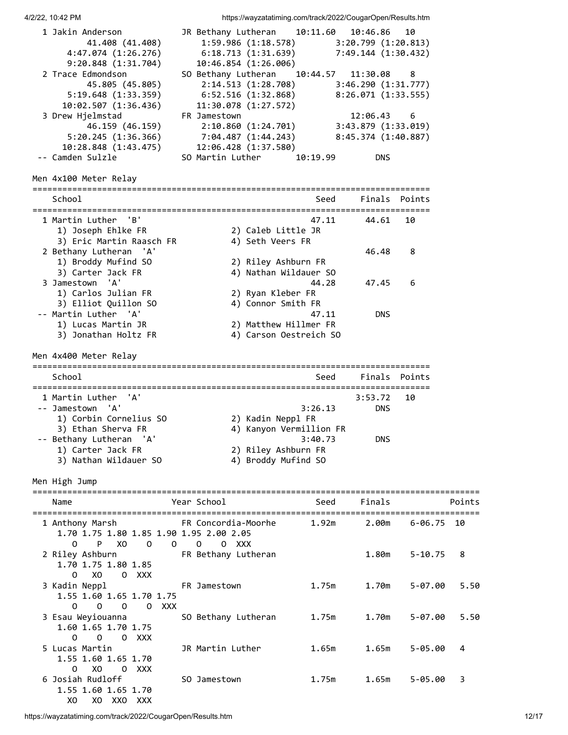```
  1 Jakin Anderson           JR Bethany Lutheran    10:11.60   10:46.86   10
         41.408 (41.408)       1:59.986 (1:18.578)       3:20.799 (1:20.813)
       4:47.074 (1:26.276)     6:18.713 (1:31.639)       7:49.144 (1:30.432)
       9:20.848 (1:31.704)    10:46.854 (1:26.006)
  2 Trace Edmondson          SO Bethany Lutheran    10:44.57   11:30.08    8
         45.805 (45.805)       2:14.513 (1:28.708)       3:46.290 (1:31.777)
       5:19.648 (1:33.359)     6:52.516 (1:32.868)       8:26.071 (1:33.555)
      10:02.507 (1:36.436)    11:30.078 (1:27.572)
  3 Drew Hjelmstad           FR Jamestown                      12:06.43    6
         46.159 (46.159)       2:10.860 (1:24.701)       3:43.879 (1:33.019)
       5:20.245 (1:36.366)     7:04.487 (1:44.243)       8:45.374 (1:40.887)
      10:28.848 (1:43.475)    12:06.428 (1:37.580)
 -- Camden Sulzle            SO Martin Luther       10:19.99        DNS
```

Men 4x100 Meter Relay

```
================================================================================
    School                                               Seed     Finals  Points
================================================================================
  1 Martin Luther  'B'                                  47.11      44.61   10
     1) Joseph Ehlke FR                 2) Caleb Little JR
     3) Eric Martin Raasch FR           4) Seth Veers FR
  2 Bethany Lutheran  'A'                                          46.48    8
     1) Broddy Mufind SO                2) Riley Ashburn FR
     3) Carter Jack FR                  4) Nathan Wildauer SO
  3 Jamestown  'A'                                      44.28      47.45    6
     1) Carlos Julian FR                2) Ryan Kleber FR
     3) Elliot Quillon SO               4) Connor Smith FR
 -- Martin Luther  'A'                                  47.11        DNS
     1) Lucas Martin JR                 2) Matthew Hillmer FR
     3) Jonathan Holtz FR               4) Carson Oestreich SO
```

Men 4x400 Meter Relay

```
================================================================================
    School                                               Seed     Finals  Points
================================================================================
  1 Martin Luther  'A'                                           3:53.72   10
 -- Jamestown  'A'                                    3:26.13        DNS
     1) Corbin Cornelius SO             2) Kadin Neppl FR
     3) Ethan Sherva FR                 4) Kanyon Vermillion FR
 -- Bethany Lutheran  'A'                             3:40.73        DNS
     1) Carter Jack FR                  2) Riley Ashburn FR
     3) Nathan Wildauer SO              4) Broddy Mufind SO
```

Men High Jump

```
==========================================================================================
    Name                    Year School               Seed     Finals            Points
==========================================================================================
  1 Anthony Marsh           FR Concordia-Moorhe      1.92m      2.00m    6-06.75  10
     1.70 1.75 1.80 1.85 1.90 1.95 2.00 2.05
        O    P   XO    O    O    O    O  XXX
  2 Riley Ashburn           FR Bethany Lutheran                 1.80m    5-10.75   8
     1.70 1.75 1.80 1.85
        O   XO    O  XXX
  3 Kadin Neppl             FR Jamestown             1.75m      1.70m    5-07.00   5.50
     1.55 1.60 1.65 1.70 1.75
        O    O    O    O  XXX
  3 Esau Weyiouanna         SO Bethany Lutheran      1.75m      1.70m    5-07.00   5.50
     1.60 1.65 1.70 1.75
        O    O    O  XXX
  5 Lucas Martin            JR Martin Luther         1.65m      1.65m    5-05.00   4
     1.55 1.60 1.65 1.70
        O   XO    O  XXX
  6 Josiah Rudloff          SO Jamestown             1.75m      1.65m    5-05.00   3
     1.55 1.60 1.65 1.70
       XO   XO  XXO  XXX
```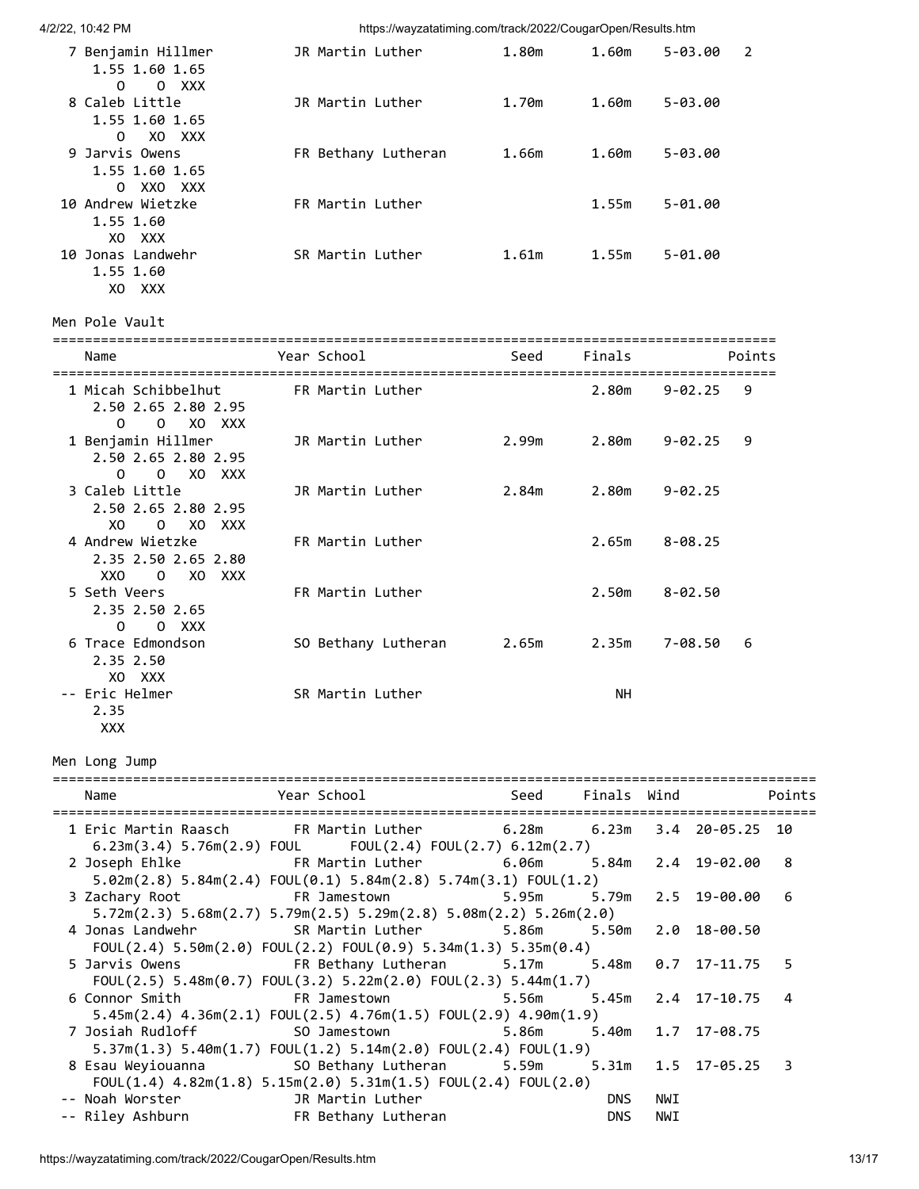| Place | Name | Year | School | Seed | Finals | | Points |
|---|---|---|---|---|---|---|---|
| 7 | Benjamin Hillmer | JR | Martin Luther | 1.80m | 1.60m | 5-03.00 | 2 |
| | 1.55 1.60 1.65 | | | | | | |
| | O O XXX | | | | | | |
| 8 | Caleb Little | JR | Martin Luther | 1.70m | 1.60m | 5-03.00 | |
| | 1.55 1.60 1.65 | | | | | | |
| | O XO XXX | | | | | | |
| 9 | Jarvis Owens | FR | Bethany Lutheran | 1.66m | 1.60m | 5-03.00 | |
| | 1.55 1.60 1.65 | | | | | | |
| | O XXO XXX | | | | | | |
| 10 | Andrew Wietzke | FR | Martin Luther | | 1.55m | 5-01.00 | |
| | 1.55 1.60 | | | | | | |
| | XO XXX | | | | | | |
| 10 | Jonas Landwehr | SR | Martin Luther | 1.61m | 1.55m | 5-01.00 | |
| | 1.55 1.60 | | | | | | |
| | XO XXX | | | | | | |

## Men Pole Vault

| Place | Name | Year | School | Seed | Finals | | Points |
|---|---|---|---|---|---|---|---|
| 1 | Micah Schibbelhut | FR | Martin Luther | | 2.80m | 9-02.25 | 9 |
| | 2.50 2.65 2.80 2.95 | | | | | | |
| | O O XO XXX | | | | | | |
| 1 | Benjamin Hillmer | JR | Martin Luther | 2.99m | 2.80m | 9-02.25 | 9 |
| | 2.50 2.65 2.80 2.95 | | | | | | |
| | O O XO XXX | | | | | | |
| 3 | Caleb Little | JR | Martin Luther | 2.84m | 2.80m | 9-02.25 | |
| | 2.50 2.65 2.80 2.95 | | | | | | |
| | XO O XO XXX | | | | | | |
| 4 | Andrew Wietzke | FR | Martin Luther | | 2.65m | 8-08.25 | |
| | 2.35 2.50 2.65 2.80 | | | | | | |
| | XXO O XO XXX | | | | | | |
| 5 | Seth Veers | FR | Martin Luther | | 2.50m | 8-02.50 | |
| | 2.35 2.50 2.65 | | | | | | |
| | O O XXX | | | | | | |
| 6 | Trace Edmondson | SO | Bethany Lutheran | 2.65m | 2.35m | 7-08.50 | 6 |
| | 2.35 2.50 | | | | | | |
| | XO XXX | | | | | | |
| -- | Eric Helmer | SR | Martin Luther | | NH | | |
| | 2.35 | | | | | | |
| | XXX | | | | | | |

## Men Long Jump

| Place | Name | Year | School | Seed | Finals | Wind | | Points |
|---|---|---|---|---|---|---|---|---|
| 1 | Eric Martin Raasch | FR | Martin Luther | 6.28m | 6.23m | 3.4 | 20-05.25 | 10 |
| | 6.23m(3.4) 5.76m(2.9) FOUL FOUL(2.4) FOUL(2.7) 6.12m(2.7) | | | | | | | |
| 2 | Joseph Ehlke | FR | Martin Luther | 6.06m | 5.84m | 2.4 | 19-02.00 | 8 |
| | 5.02m(2.8) 5.84m(2.4) FOUL(0.1) 5.84m(2.8) 5.74m(3.1) FOUL(1.2) | | | | | | | |
| 3 | Zachary Root | FR | Jamestown | 5.95m | 5.79m | 2.5 | 19-00.00 | 6 |
| | 5.72m(2.3) 5.68m(2.7) 5.79m(2.5) 5.29m(2.8) 5.08m(2.2) 5.26m(2.0) | | | | | | | |
| 4 | Jonas Landwehr | SR | Martin Luther | 5.86m | 5.50m | 2.0 | 18-00.50 | |
| | FOUL(2.4) 5.50m(2.0) FOUL(2.2) FOUL(0.9) 5.34m(1.3) 5.35m(0.4) | | | | | | | |
| 5 | Jarvis Owens | FR | Bethany Lutheran | 5.17m | 5.48m | 0.7 | 17-11.75 | 5 |
| | FOUL(2.5) 5.48m(0.7) FOUL(3.2) 5.22m(2.0) FOUL(2.3) 5.44m(1.7) | | | | | | | |
| 6 | Connor Smith | FR | Jamestown | 5.56m | 5.45m | 2.4 | 17-10.75 | 4 |
| | 5.45m(2.4) 4.36m(2.1) FOUL(2.5) 4.76m(1.5) FOUL(2.9) 4.90m(1.9) | | | | | | | |
| 7 | Josiah Rudloff | SO | Jamestown | 5.86m | 5.40m | 1.7 | 17-08.75 | |
| | 5.37m(1.3) 5.40m(1.7) FOUL(1.2) 5.14m(2.0) FOUL(2.4) FOUL(1.9) | | | | | | | |
| 8 | Esau Weyiouanna | SO | Bethany Lutheran | 5.59m | 5.31m | 1.5 | 17-05.25 | 3 |
| | FOUL(1.4) 4.82m(1.8) 5.15m(2.0) 5.31m(1.5) FOUL(2.4) FOUL(2.0) | | | | | | | |
| -- | Noah Worster | JR | Martin Luther | | DNS | NWI | | |
| -- | Riley Ashburn | FR | Bethany Lutheran | | DNS | NWI | | |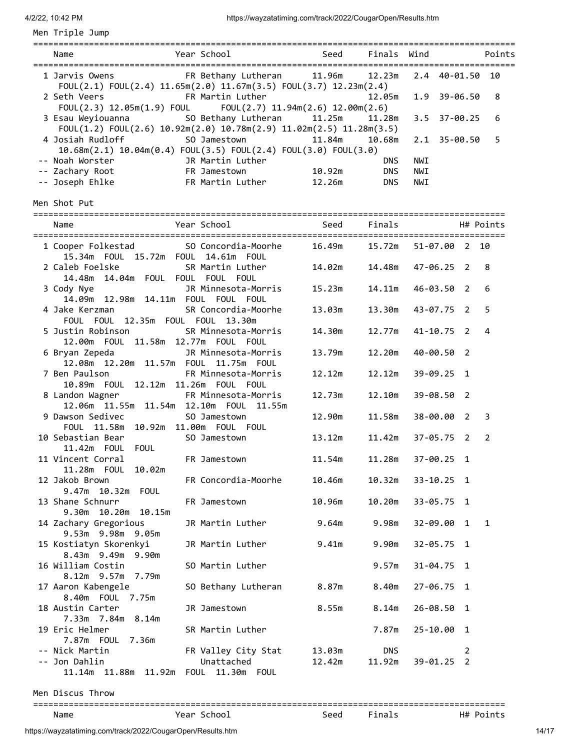## Men Triple Jump

| Name | Year | School | Seed | Finals | Wind | | Points |
|---|---|---|---|---|---|---|---|
| 1 Jarvis Owens | FR | Bethany Lutheran | 11.96m | 12.23m | 2.4 | 40-01.50 | 10 |
| FOUL(2.1) FOUL(2.4) 11.65m(2.0) 11.67m(3.5) FOUL(3.7) 12.23m(2.4) | | | | | | | |
| 2 Seth Veers | FR | Martin Luther | | 12.05m | 1.9 | 39-06.50 | 8 |
| FOUL(2.3) 12.05m(1.9) FOUL FOUL(2.7) 11.94m(2.6) 12.00m(2.6) | | | | | | | |
| 3 Esau Weyiouanna | SO | Bethany Lutheran | 11.25m | 11.28m | 3.5 | 37-00.25 | 6 |
| FOUL(1.2) FOUL(2.6) 10.92m(2.0) 10.78m(2.9) 11.02m(2.5) 11.28m(3.5) | | | | | | | |
| 4 Josiah Rudloff | SO | Jamestown | 11.84m | 10.68m | 2.1 | 35-00.50 | 5 |
| 10.68m(2.1) 10.04m(0.4) FOUL(3.5) FOUL(2.4) FOUL(3.0) FOUL(3.0) | | | | | | | |
| -- Noah Worster | JR | Martin Luther | | DNS | NWI | | |
| -- Zachary Root | FR | Jamestown | 10.92m | DNS | NWI | | |
| -- Joseph Ehlke | FR | Martin Luther | 12.26m | DNS | NWI | | |

## Men Shot Put

| Name | Year | School | Seed | Finals | | H# | Points |
|---|---|---|---|---|---|---|---|
| 1 Cooper Folkestad | SO | Concordia-Moorhe | 16.49m | 15.72m | 51-07.00 | 2 | 10 |
| 15.34m FOUL 15.72m FOUL 14.61m FOUL | | | | | | | |
| 2 Caleb Foelske | SR | Martin Luther | 14.02m | 14.48m | 47-06.25 | 2 | 8 |
| 14.48m 14.04m FOUL FOUL FOUL FOUL | | | | | | | |
| 3 Cody Nye | JR | Minnesota-Morris | 15.23m | 14.11m | 46-03.50 | 2 | 6 |
| 14.09m 12.98m 14.11m FOUL FOUL FOUL | | | | | | | |
| 4 Jake Kerzman | SR | Concordia-Moorhe | 13.03m | 13.30m | 43-07.75 | 2 | 5 |
| FOUL FOUL 12.35m FOUL FOUL 13.30m | | | | | | | |
| 5 Justin Robinson | SR | Minnesota-Morris | 14.30m | 12.77m | 41-10.75 | 2 | 4 |
| 12.00m FOUL 11.58m 12.77m FOUL FOUL | | | | | | | |
| 6 Bryan Zepeda | JR | Minnesota-Morris | 13.79m | 12.20m | 40-00.50 | 2 | |
| 12.08m 12.20m 11.57m FOUL 11.75m FOUL | | | | | | | |
| 7 Ben Paulson | FR | Minnesota-Morris | 12.12m | 12.12m | 39-09.25 | 1 | |
| 10.89m FOUL 12.12m 11.26m FOUL FOUL | | | | | | | |
| 8 Landon Wagner | FR | Minnesota-Morris | 12.73m | 12.10m | 39-08.50 | 2 | |
| 12.06m 11.55m 11.54m 12.10m FOUL 11.55m | | | | | | | |
| 9 Dawson Sedivec | SO | Jamestown | 12.90m | 11.58m | 38-00.00 | 2 | 3 |
| FOUL 11.58m 10.92m 11.00m FOUL FOUL | | | | | | | |
| 10 Sebastian Bear | SO | Jamestown | 13.12m | 11.42m | 37-05.75 | 2 | 2 |
| 11.42m FOUL FOUL | | | | | | | |
| 11 Vincent Corral | FR | Jamestown | 11.54m | 11.28m | 37-00.25 | 1 | |
| 11.28m FOUL 10.02m | | | | | | | |
| 12 Jakob Brown | FR | Concordia-Moorhe | 10.46m | 10.32m | 33-10.25 | 1 | |
| 9.47m 10.32m FOUL | | | | | | | |
| 13 Shane Schnurr | FR | Jamestown | 10.96m | 10.20m | 33-05.75 | 1 | |
| 9.30m 10.20m 10.15m | | | | | | | |
| 14 Zachary Gregorious | JR | Martin Luther | 9.64m | 9.98m | 32-09.00 | 1 | 1 |
| 9.53m 9.98m 9.05m | | | | | | | |
| 15 Kostiatyn Skorenkyi | JR | Martin Luther | 9.41m | 9.90m | 32-05.75 | 1 | |
| 8.43m 9.49m 9.90m | | | | | | | |
| 16 William Costin | SO | Martin Luther | | 9.57m | 31-04.75 | 1 | |
| 8.12m 9.57m 7.79m | | | | | | | |
| 17 Aaron Kabengele | SO | Bethany Lutheran | 8.87m | 8.40m | 27-06.75 | 1 | |
| 8.40m FOUL 7.75m | | | | | | | |
| 18 Austin Carter | JR | Jamestown | 8.55m | 8.14m | 26-08.50 | 1 | |
| 7.33m 7.84m 8.14m | | | | | | | |
| 19 Eric Helmer | SR | Martin Luther | | 7.87m | 25-10.00 | 1 | |
| 7.87m FOUL 7.36m | | | | | | | |
| -- Nick Martin | FR | Valley City Stat | 13.03m | DNS | | 2 | |
| -- Jon Dahlin | | Unattached | 12.42m | 11.92m | 39-01.25 | 2 | |
| 11.14m 11.88m 11.92m FOUL 11.30m FOUL | | | | | | | |

## Men Discus Throw

| Name | Year | School | Seed | Finals | H# | Points |
|---|---|---|---|---|---|---|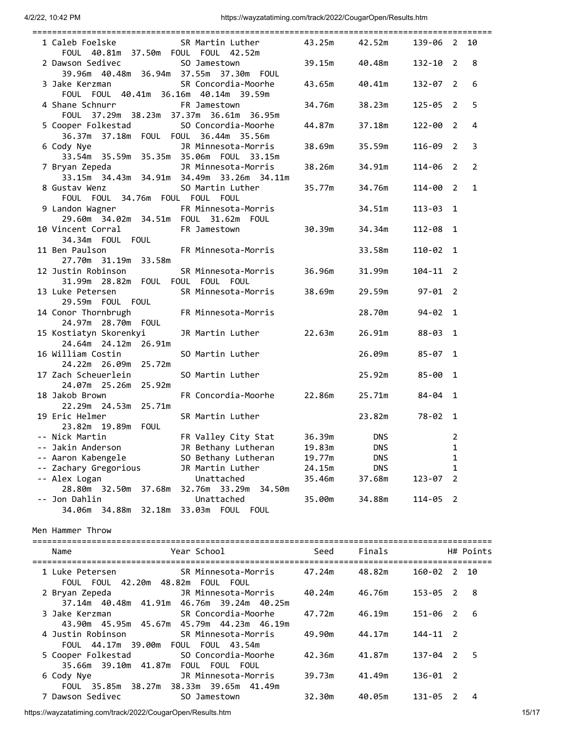| Place | Name | Year | School | Seed | Finals | | H# | Points |
|---|---|---|---|---|---|---|---|---|
| 1 | Caleb Foelske | SR | Martin Luther | 43.25m | 42.52m | 139-06 | 2 | 10 |
| | FOUL 40.81m 37.50m FOUL FOUL 42.52m | | | | | | | |
| 2 | Dawson Sedivec | SO | Jamestown | 39.15m | 40.48m | 132-10 | 2 | 8 |
| | 39.96m 40.48m 36.94m 37.55m 37.30m FOUL | | | | | | | |
| 3 | Jake Kerzman | SR | Concordia-Moorhe | 43.65m | 40.41m | 132-07 | 2 | 6 |
| | FOUL FOUL 40.41m 36.16m 40.14m 39.59m | | | | | | | |
| 4 | Shane Schnurr | FR | Jamestown | 34.76m | 38.23m | 125-05 | 2 | 5 |
| | FOUL 37.29m 38.23m 37.37m 36.61m 36.95m | | | | | | | |
| 5 | Cooper Folkestad | SO | Concordia-Moorhe | 44.87m | 37.18m | 122-00 | 2 | 4 |
| | 36.37m 37.18m FOUL FOUL 36.44m 35.56m | | | | | | | |
| 6 | Cody Nye | JR | Minnesota-Morris | 38.69m | 35.59m | 116-09 | 2 | 3 |
| | 33.54m 35.59m 35.35m 35.06m FOUL 33.15m | | | | | | | |
| 7 | Bryan Zepeda | JR | Minnesota-Morris | 38.26m | 34.91m | 114-06 | 2 | 2 |
| | 33.15m 34.43m 34.91m 34.49m 33.26m 34.11m | | | | | | | |
| 8 | Gustav Wenz | SO | Martin Luther | 35.77m | 34.76m | 114-00 | 2 | 1 |
| | FOUL FOUL 34.76m FOUL FOUL FOUL | | | | | | | |
| 9 | Landon Wagner | FR | Minnesota-Morris | | 34.51m | 113-03 | 1 | |
| | 29.60m 34.02m 34.51m FOUL 31.62m FOUL | | | | | | | |
| 10 | Vincent Corral | FR | Jamestown | 30.39m | 34.34m | 112-08 | 1 | |
| | 34.34m FOUL FOUL | | | | | | | |
| 11 | Ben Paulson | FR | Minnesota-Morris | | 33.58m | 110-02 | 1 | |
| | 27.70m 31.19m 33.58m | | | | | | | |
| 12 | Justin Robinson | SR | Minnesota-Morris | 36.96m | 31.99m | 104-11 | 2 | |
| | 31.99m 28.82m FOUL FOUL FOUL FOUL | | | | | | | |
| 13 | Luke Petersen | SR | Minnesota-Morris | 38.69m | 29.59m | 97-01 | 2 | |
| | 29.59m FOUL FOUL | | | | | | | |
| 14 | Conor Thornbrugh | FR | Minnesota-Morris | | 28.70m | 94-02 | 1 | |
| | 24.97m 28.70m FOUL | | | | | | | |
| 15 | Kostiatyn Skorenkyi | JR | Martin Luther | 22.63m | 26.91m | 88-03 | 1 | |
| | 24.64m 24.12m 26.91m | | | | | | | |
| 16 | William Costin | SO | Martin Luther | | 26.09m | 85-07 | 1 | |
| | 24.22m 26.09m 25.72m | | | | | | | |
| 17 | Zach Scheuerlein | SO | Martin Luther | | 25.92m | 85-00 | 1 | |
| | 24.07m 25.26m 25.92m | | | | | | | |
| 18 | Jakob Brown | FR | Concordia-Moorhe | 22.86m | 25.71m | 84-04 | 1 | |
| | 22.29m 24.53m 25.71m | | | | | | | |
| 19 | Eric Helmer | SR | Martin Luther | | 23.82m | 78-02 | 1 | |
| | 23.82m 19.89m FOUL | | | | | | | |
| -- | Nick Martin | FR | Valley City Stat | 36.39m | DNS | | 2 | |
| -- | Jakin Anderson | JR | Bethany Lutheran | 19.83m | DNS | | 1 | |
| -- | Aaron Kabengele | SO | Bethany Lutheran | 19.77m | DNS | | 1 | |
| -- | Zachary Gregorious | JR | Martin Luther | 24.15m | DNS | | 1 | |
| -- | Alex Logan | | Unattached | 35.46m | 37.68m | 123-07 | 2 | |
| | 28.80m 32.50m 37.68m 32.76m 33.29m 34.50m | | | | | | | |
| -- | Jon Dahlin | | Unattached | 35.00m | 34.88m | 114-05 | 2 | |
| | 34.06m 34.88m 32.18m 33.03m FOUL FOUL | | | | | | | |

## Men Hammer Throw

| Place | Name | Year | School | Seed | Finals | | H# | Points |
|---|---|---|---|---|---|---|---|---|
| 1 | Luke Petersen | SR | Minnesota-Morris | 47.24m | 48.82m | 160-02 | 2 | 10 |
| | FOUL FOUL 42.20m 48.82m FOUL FOUL | | | | | | | |
| 2 | Bryan Zepeda | JR | Minnesota-Morris | 40.24m | 46.76m | 153-05 | 2 | 8 |
| | 37.14m 40.48m 41.91m 46.76m 39.24m 40.25m | | | | | | | |
| 3 | Jake Kerzman | SR | Concordia-Moorhe | 47.72m | 46.19m | 151-06 | 2 | 6 |
| | 43.90m 45.95m 45.67m 45.79m 44.23m 46.19m | | | | | | | |
| 4 | Justin Robinson | SR | Minnesota-Morris | 49.90m | 44.17m | 144-11 | 2 | |
| | FOUL 44.17m 39.00m FOUL FOUL 43.54m | | | | | | | |
| 5 | Cooper Folkestad | SO | Concordia-Moorhe | 42.36m | 41.87m | 137-04 | 2 | 5 |
| | 35.66m 39.10m 41.87m FOUL FOUL FOUL | | | | | | | |
| 6 | Cody Nye | JR | Minnesota-Morris | 39.73m | 41.49m | 136-01 | 2 | |
| | FOUL 35.85m 38.27m 38.33m 39.65m 41.49m | | | | | | | |
| 7 | Dawson Sedivec | SO | Jamestown | 32.30m | 40.05m | 131-05 | 2 | 4 |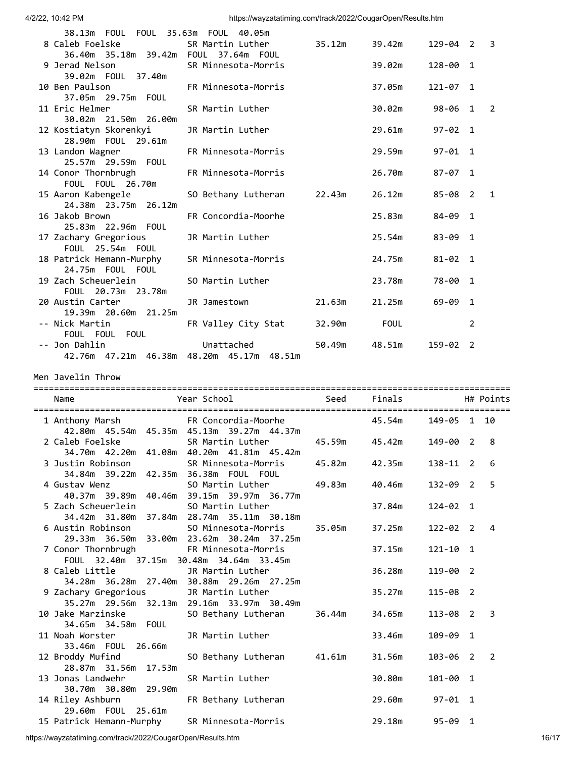| Name | Year School | Seed | Finals | | H# | Points |
|---|---|---|---|---|---|---|
| 38.13m FOUL FOUL 35.63m FOUL 40.05m | | | | | | |
| 8 Caleb Foelske | SR Martin Luther | 35.12m | 39.42m | 129-04 | 2 | 3 |
| 36.40m 35.18m 39.42m FOUL 37.64m FOUL | | | | | | |
| 9 Jerad Nelson | SR Minnesota-Morris | | 39.02m | 128-00 | 1 | |
| 39.02m FOUL 37.40m | | | | | | |
| 10 Ben Paulson | FR Minnesota-Morris | | 37.05m | 121-07 | 1 | |
| 37.05m 29.75m FOUL | | | | | | |
| 11 Eric Helmer | SR Martin Luther | | 30.02m | 98-06 | 1 | 2 |
| 30.02m 21.50m 26.00m | | | | | | |
| 12 Kostiatyn Skorenkyi | JR Martin Luther | | 29.61m | 97-02 | 1 | |
| 28.90m FOUL 29.61m | | | | | | |
| 13 Landon Wagner | FR Minnesota-Morris | | 29.59m | 97-01 | 1 | |
| 25.57m 29.59m FOUL | | | | | | |
| 14 Conor Thornbrugh | FR Minnesota-Morris | | 26.70m | 87-07 | 1 | |
| FOUL FOUL 26.70m | | | | | | |
| 15 Aaron Kabengele | SO Bethany Lutheran | 22.43m | 26.12m | 85-08 | 2 | 1 |
| 24.38m 23.75m 26.12m | | | | | | |
| 16 Jakob Brown | FR Concordia-Moorhe | | 25.83m | 84-09 | 1 | |
| 25.83m 22.96m FOUL | | | | | | |
| 17 Zachary Gregorious | JR Martin Luther | | 25.54m | 83-09 | 1 | |
| FOUL 25.54m FOUL | | | | | | |
| 18 Patrick Hemann-Murphy | SR Minnesota-Morris | | 24.75m | 81-02 | 1 | |
| 24.75m FOUL FOUL | | | | | | |
| 19 Zach Scheuerlein | SO Martin Luther | | 23.78m | 78-00 | 1 | |
| FOUL 20.73m 23.78m | | | | | | |
| 20 Austin Carter | JR Jamestown | 21.63m | 21.25m | 69-09 | 1 | |
| 19.39m 20.60m 21.25m | | | | | | |
| -- Nick Martin | FR Valley City Stat | 32.90m | FOUL | | 2 | |
| FOUL FOUL FOUL | | | | | | |
| -- Jon Dahlin | Unattached | 50.49m | 48.51m | 159-02 | 2 | |
| 42.76m 47.21m 46.38m 48.20m 45.17m 48.51m | | | | | | |

## Men Javelin Throw

| Name | Year School | Seed | Finals | | H# | Points |
|---|---|---|---|---|---|---|
| 1 Anthony Marsh | FR Concordia-Moorhe | | 45.54m | 149-05 | 1 | 10 |
| 42.80m 45.54m 45.35m 45.13m 39.27m 44.37m | | | | | | |
| 2 Caleb Foelske | SR Martin Luther | 45.59m | 45.42m | 149-00 | 2 | 8 |
| 34.70m 42.20m 41.08m 40.20m 41.81m 45.42m | | | | | | |
| 3 Justin Robinson | SR Minnesota-Morris | 45.82m | 42.35m | 138-11 | 2 | 6 |
| 34.84m 39.22m 42.35m 36.38m FOUL FOUL | | | | | | |
| 4 Gustav Wenz | SO Martin Luther | 49.83m | 40.46m | 132-09 | 2 | 5 |
| 40.37m 39.89m 40.46m 39.15m 39.97m 36.77m | | | | | | |
| 5 Zach Scheuerlein | SO Martin Luther | | 37.84m | 124-02 | 1 | |
| 34.42m 31.80m 37.84m 28.74m 35.11m 30.18m | | | | | | |
| 6 Austin Robinson | SO Minnesota-Morris | 35.05m | 37.25m | 122-02 | 2 | 4 |
| 29.33m 36.50m 33.00m 23.62m 30.24m 37.25m | | | | | | |
| 7 Conor Thornbrugh | FR Minnesota-Morris | | 37.15m | 121-10 | 1 | |
| FOUL 32.40m 37.15m 30.48m 34.64m 33.45m | | | | | | |
| 8 Caleb Little | JR Martin Luther | | 36.28m | 119-00 | 2 | |
| 34.28m 36.28m 27.40m 30.88m 29.26m 27.25m | | | | | | |
| 9 Zachary Gregorious | JR Martin Luther | | 35.27m | 115-08 | 2 | |
| 35.27m 29.56m 32.13m 29.16m 33.97m 30.49m | | | | | | |
| 10 Jake Marzinske | SO Bethany Lutheran | 36.44m | 34.65m | 113-08 | 2 | 3 |
| 34.65m 34.58m FOUL | | | | | | |
| 11 Noah Worster | JR Martin Luther | | 33.46m | 109-09 | 1 | |
| 33.46m FOUL 26.66m | | | | | | |
| 12 Broddy Mufind | SO Bethany Lutheran | 41.61m | 31.56m | 103-06 | 2 | 2 |
| 28.87m 31.56m 17.53m | | | | | | |
| 13 Jonas Landwehr | SR Martin Luther | | 30.80m | 101-00 | 1 | |
| 30.70m 30.80m 29.90m | | | | | | |
| 14 Riley Ashburn | FR Bethany Lutheran | | 29.60m | 97-01 | 1 | |
| 29.60m FOUL 25.61m | | | | | | |
| 15 Patrick Hemann-Murphy | SR Minnesota-Morris | | 29.18m | 95-09 | 1 | |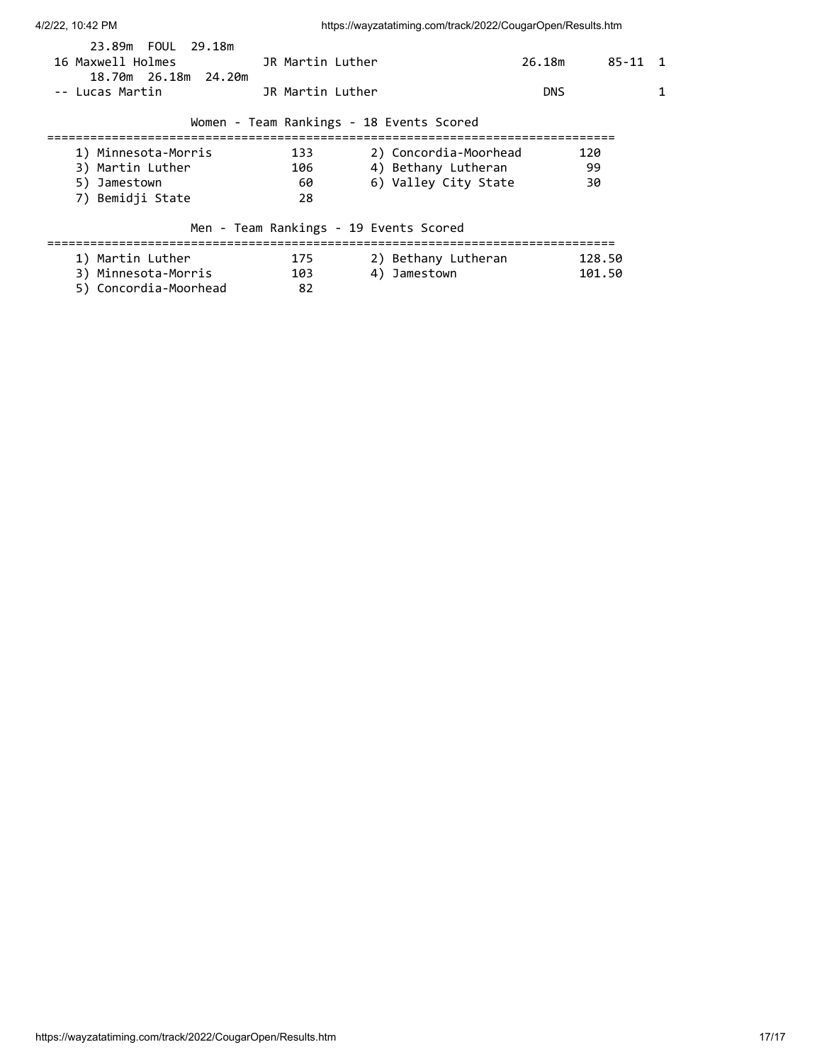23.89m FOUL 29.18m

| | | | | | | |
|---|---|---|---|---|---|---|
| 16 | Maxwell Holmes | JR | Martin Luther | 26.18m | 85-11 | 1 |
| | 18.70m 26.18m 24.20m | | | | | |
| -- | Lucas Martin | JR | Martin Luther | DNS | | 1 |

### Women - Team Rankings - 18 Events Scored

| | | | |
|---|---|---|---|
| 1) Minnesota-Morris | 133 | 2) Concordia-Moorhead | 120 |
| 3) Martin Luther | 106 | 4) Bethany Lutheran | 99 |
| 5) Jamestown | 60 | 6) Valley City State | 30 |
| 7) Bemidji State | 28 | | |

### Men - Team Rankings - 19 Events Scored

| | | | |
|---|---|---|---|
| 1) Martin Luther | 175 | 2) Bethany Lutheran | 128.50 |
| 3) Minnesota-Morris | 103 | 4) Jamestown | 101.50 |
| 5) Concordia-Moorhead | 82 | | |